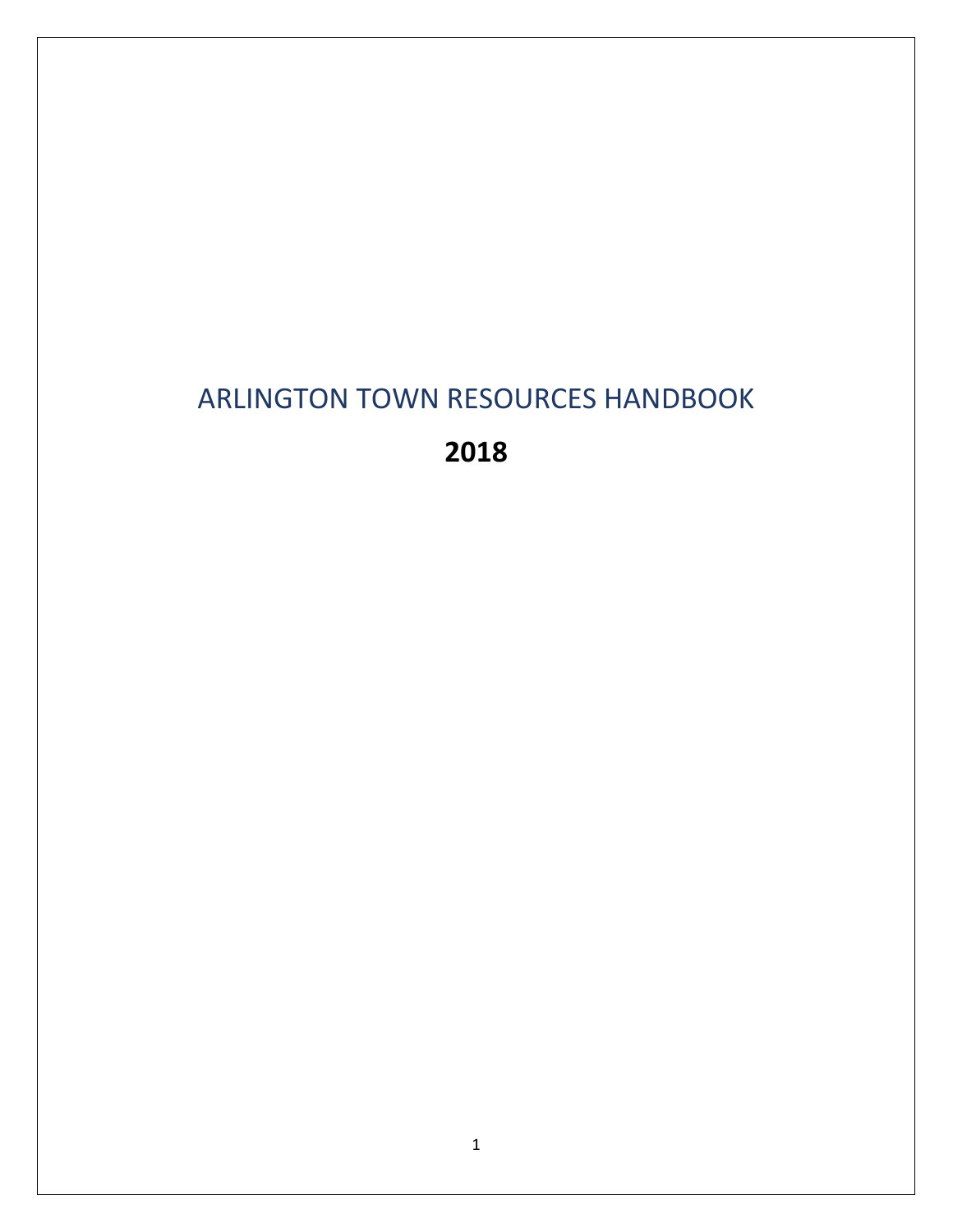# ARLINGTON TOWN RESOURCES HANDBOOK

## 2018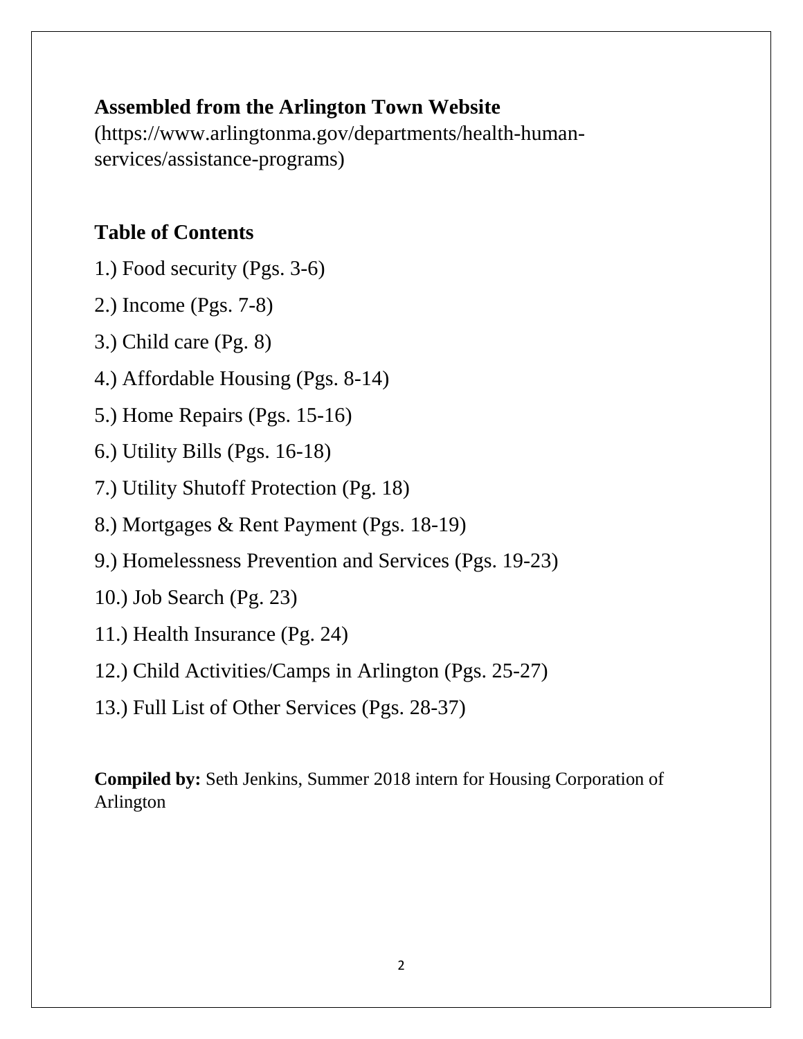## Assembled from the Arlington Town Website

(https://www.arlingtonma.gov/departments/health-human-services/assistance-programs)

## Table of Contents

1.) Food security (Pgs. 3-6)

2.) Income (Pgs. 7-8)

3.) Child care (Pg. 8)

4.) Affordable Housing (Pgs. 8-14)

5.) Home Repairs (Pgs. 15-16)

6.) Utility Bills (Pgs. 16-18)

7.) Utility Shutoff Protection (Pg. 18)

8.) Mortgages & Rent Payment (Pgs. 18-19)

9.) Homelessness Prevention and Services (Pgs. 19-23)

10.) Job Search (Pg. 23)

11.) Health Insurance (Pg. 24)

12.) Child Activities/Camps in Arlington (Pgs. 25-27)

13.) Full List of Other Services (Pgs. 28-37)

**Compiled by:** Seth Jenkins, Summer 2018 intern for Housing Corporation of Arlington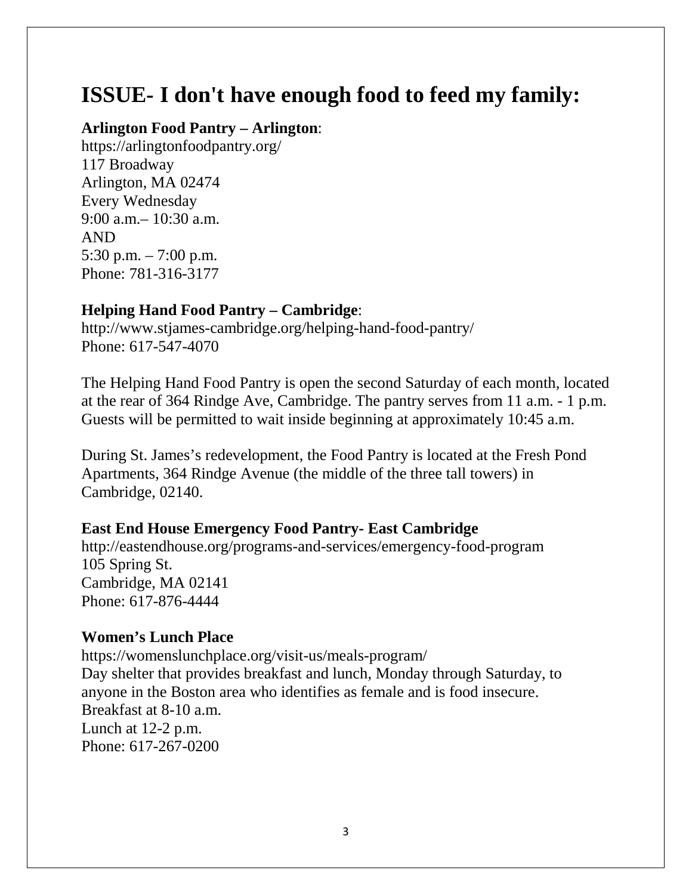# ISSUE- I don't have enough food to feed my family:

**Arlington Food Pantry – Arlington**:
https://arlingtonfoodpantry.org/
117 Broadway
Arlington, MA 02474
Every Wednesday
9:00 a.m.– 10:30 a.m.
AND
5:30 p.m. – 7:00 p.m.
Phone: 781-316-3177

**Helping Hand Food Pantry – Cambridge**:
http://www.stjames-cambridge.org/helping-hand-food-pantry/
Phone: 617-547-4070

The Helping Hand Food Pantry is open the second Saturday of each month, located at the rear of 364 Rindge Ave, Cambridge. The pantry serves from 11 a.m. - 1 p.m. Guests will be permitted to wait inside beginning at approximately 10:45 a.m.

During St. James's redevelopment, the Food Pantry is located at the Fresh Pond Apartments, 364 Rindge Avenue (the middle of the three tall towers) in Cambridge, 02140.

**East End House Emergency Food Pantry- East Cambridge**
http://eastendhouse.org/programs-and-services/emergency-food-program
105 Spring St.
Cambridge, MA 02141
Phone: 617-876-4444

**Women's Lunch Place**
https://womenslunchplace.org/visit-us/meals-program/
Day shelter that provides breakfast and lunch, Monday through Saturday, to anyone in the Boston area who identifies as female and is food insecure.
Breakfast at 8-10 a.m.
Lunch at 12-2 p.m.
Phone: 617-267-0200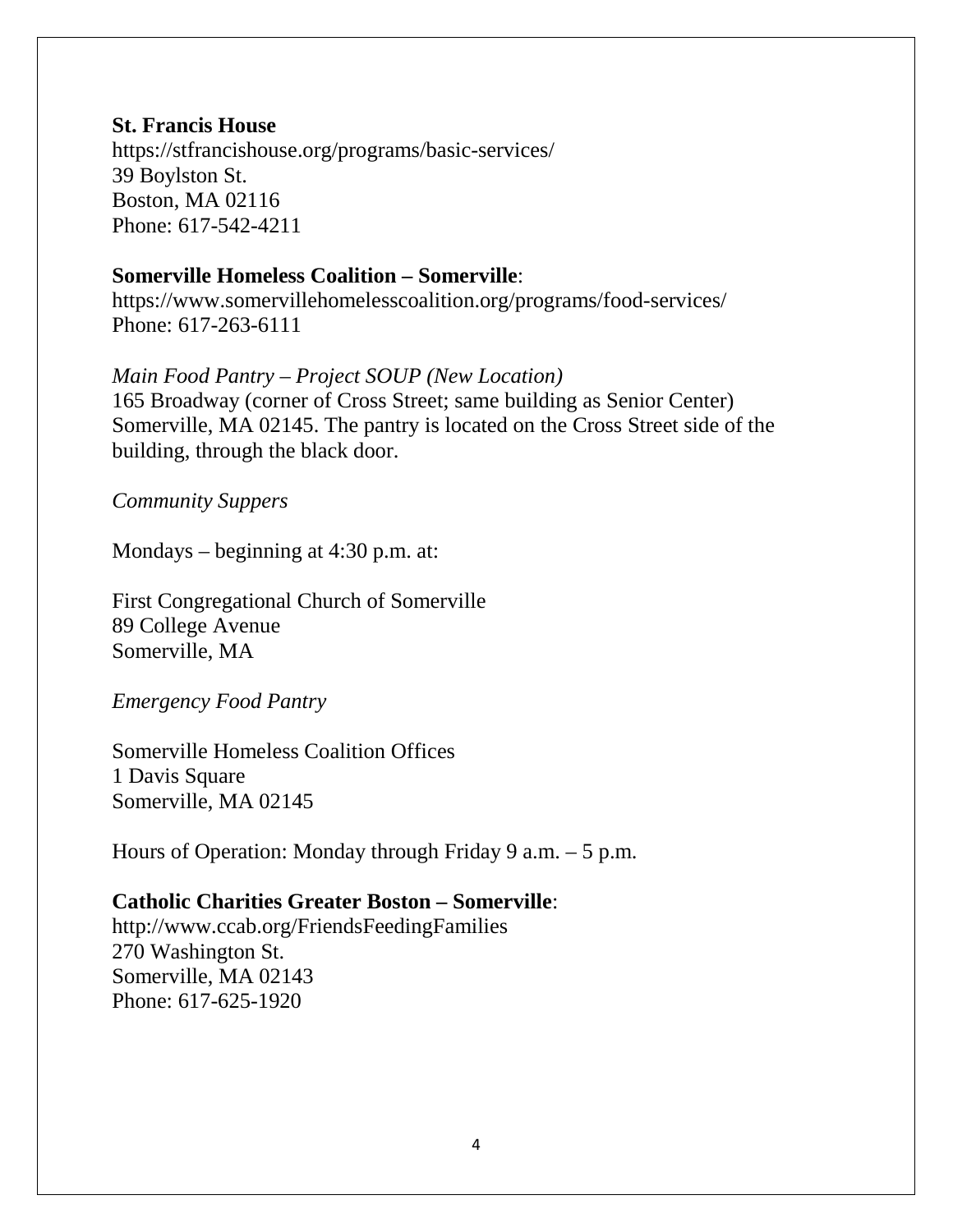**St. Francis House**
https://stfrancishouse.org/programs/basic-services/
39 Boylston St.
Boston, MA 02116
Phone: 617-542-4211

**Somerville Homeless Coalition – Somerville**:
https://www.somervillehomelesscoalition.org/programs/food-services/
Phone: 617-263-6111

*Main Food Pantry – Project SOUP (New Location)*
165 Broadway (corner of Cross Street; same building as Senior Center)
Somerville, MA 02145. The pantry is located on the Cross Street side of the building, through the black door.

*Community Suppers*

Mondays – beginning at 4:30 p.m. at:

First Congregational Church of Somerville
89 College Avenue
Somerville, MA

*Emergency Food Pantry*

Somerville Homeless Coalition Offices
1 Davis Square
Somerville, MA 02145

Hours of Operation: Monday through Friday 9 a.m. – 5 p.m.

**Catholic Charities Greater Boston – Somerville**:
http://www.ccab.org/FriendsFeedingFamilies
270 Washington St.
Somerville, MA 02143
Phone: 617-625-1920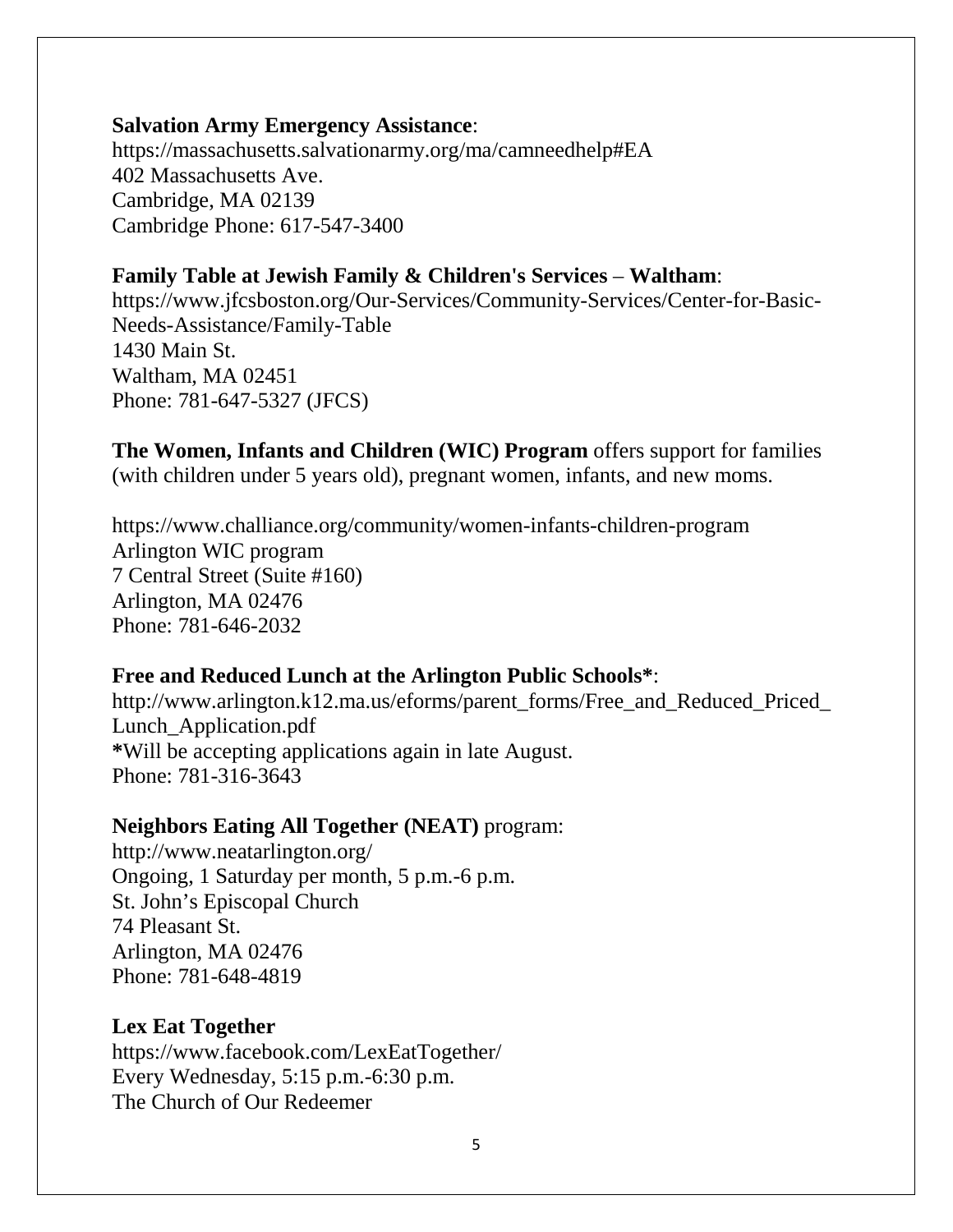**Salvation Army Emergency Assistance**:
https://massachusetts.salvationarmy.org/ma/camneedhelp#EA
402 Massachusetts Ave.
Cambridge, MA 02139
Cambridge Phone: 617-547-3400

**Family Table at Jewish Family & Children's Services** – **Waltham**:
https://www.jfcsboston.org/Our-Services/Community-Services/Center-for-Basic-Needs-Assistance/Family-Table
1430 Main St.
Waltham, MA 02451
Phone: 781-647-5327 (JFCS)

**The Women, Infants and Children (WIC) Program** offers support for families (with children under 5 years old), pregnant women, infants, and new moms.

https://www.challiance.org/community/women-infants-children-program
Arlington WIC program
7 Central Street (Suite #160)
Arlington, MA 02476
Phone: 781-646-2032

**Free and Reduced Lunch at the Arlington Public Schools***:
http://www.arlington.k12.ma.us/eforms/parent_forms/Free_and_Reduced_Priced_Lunch_Application.pdf
**\***Will be accepting applications again in late August.
Phone: 781-316-3643

**Neighbors Eating All Together (NEAT)** program:
http://www.neatarlington.org/
Ongoing, 1 Saturday per month, 5 p.m.-6 p.m.
St. John's Episcopal Church
74 Pleasant St.
Arlington, MA 02476
Phone: 781-648-4819

**Lex Eat Together**
https://www.facebook.com/LexEatTogether/
Every Wednesday, 5:15 p.m.-6:30 p.m.
The Church of Our Redeemer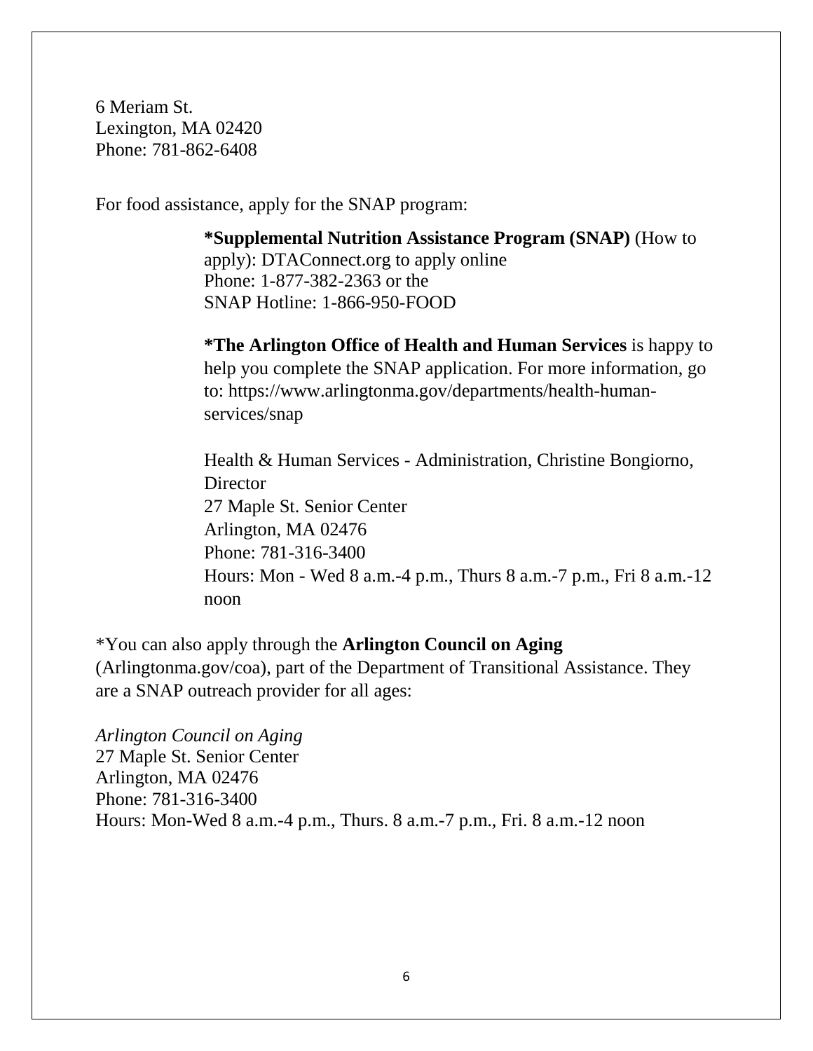6 Meriam St.
Lexington, MA 02420
Phone: 781-862-6408

For food assistance, apply for the SNAP program:

> **\*Supplemental Nutrition Assistance Program (SNAP)** (How to apply): DTAConnect.org to apply online
> Phone: 1-877-382-2363 or the
> SNAP Hotline: 1-866-950-FOOD
>
> **\*The Arlington Office of Health and Human Services** is happy to help you complete the SNAP application. For more information, go to: https://www.arlingtonma.gov/departments/health-human-services/snap
>
> Health & Human Services - Administration, Christine Bongiorno, Director
> 27 Maple St. Senior Center
> Arlington, MA 02476
> Phone: 781-316-3400
> Hours: Mon - Wed 8 a.m.-4 p.m., Thurs 8 a.m.-7 p.m., Fri 8 a.m.-12 noon

\*You can also apply through the **Arlington Council on Aging** (Arlingtonma.gov/coa), part of the Department of Transitional Assistance. They are a SNAP outreach provider for all ages:

*Arlington Council on Aging*
27 Maple St. Senior Center
Arlington, MA 02476
Phone: 781-316-3400
Hours: Mon-Wed 8 a.m.-4 p.m., Thurs. 8 a.m.-7 p.m., Fri. 8 a.m.-12 noon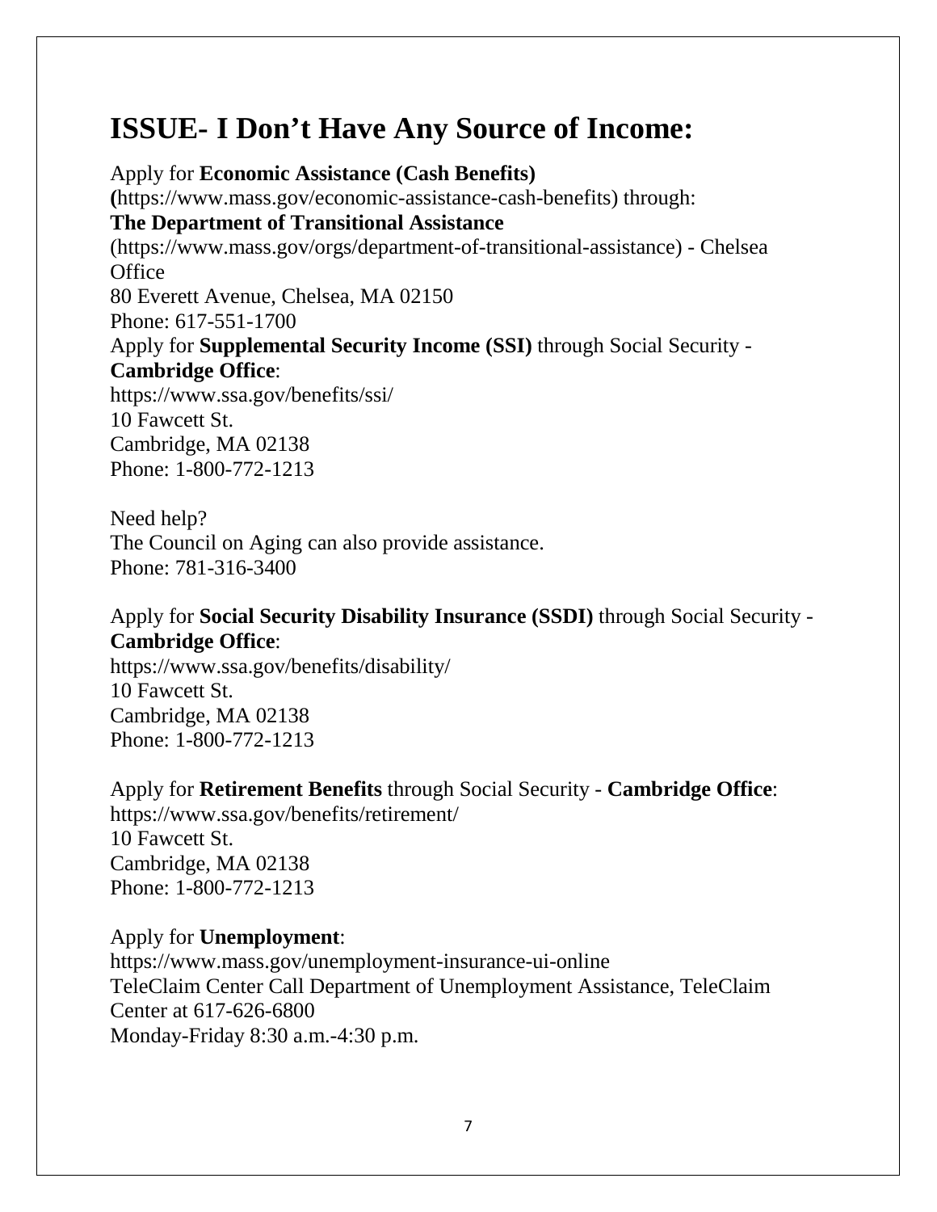# ISSUE- I Don't Have Any Source of Income:

Apply for **Economic Assistance (Cash Benefits)**
**(**https://www.mass.gov/economic-assistance-cash-benefits) through:
**The Department of Transitional Assistance**
(https://www.mass.gov/orgs/department-of-transitional-assistance) - Chelsea Office
80 Everett Avenue, Chelsea, MA 02150
Phone: 617-551-1700
Apply for **Supplemental Security Income (SSI)** through Social Security - **Cambridge Office**:
https://www.ssa.gov/benefits/ssi/
10 Fawcett St.
Cambridge, MA 02138
Phone: 1-800-772-1213

Need help?
The Council on Aging can also provide assistance.
Phone: 781-316-3400

Apply for **Social Security Disability Insurance (SSDI)** through Social Security - **Cambridge Office**:
https://www.ssa.gov/benefits/disability/
10 Fawcett St.
Cambridge, MA 02138
Phone: 1-800-772-1213

Apply for **Retirement Benefits** through Social Security - **Cambridge Office**:
https://www.ssa.gov/benefits/retirement/
10 Fawcett St.
Cambridge, MA 02138
Phone: 1-800-772-1213

Apply for **Unemployment**:
https://www.mass.gov/unemployment-insurance-ui-online
TeleClaim Center Call Department of Unemployment Assistance, TeleClaim Center at 617-626-6800
Monday-Friday 8:30 a.m.-4:30 p.m.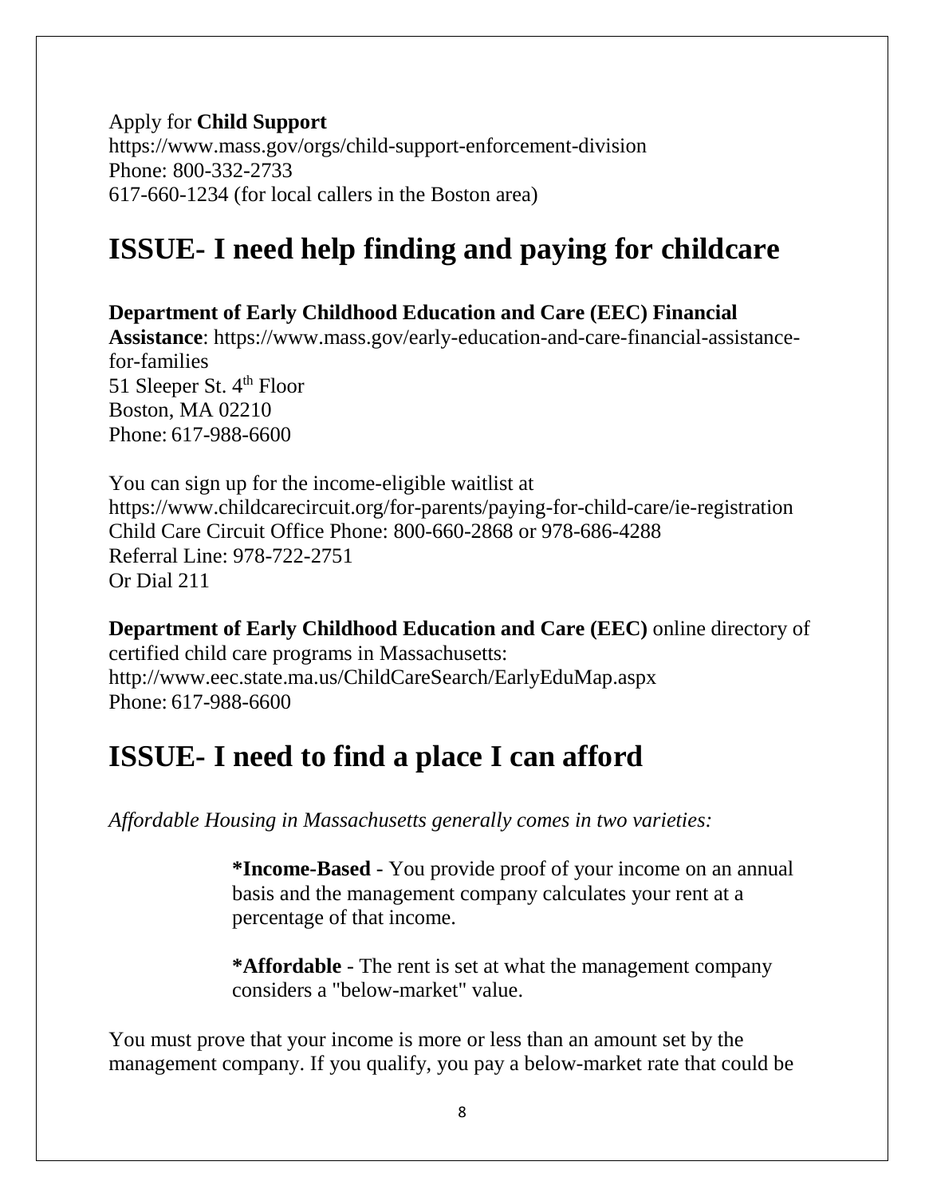Apply for **Child Support**
https://www.mass.gov/orgs/child-support-enforcement-division
Phone: 800-332-2733
617-660-1234 (for local callers in the Boston area)

# ISSUE- I need help finding and paying for childcare

**Department of Early Childhood Education and Care (EEC) Financial Assistance**: https://www.mass.gov/early-education-and-care-financial-assistance-for-families
51 Sleeper St. 4th Floor
Boston, MA 02210
Phone: 617-988-6600

You can sign up for the income-eligible waitlist at
https://www.childcarecircuit.org/for-parents/paying-for-child-care/ie-registration
Child Care Circuit Office Phone: 800-660-2868 or 978-686-4288
Referral Line: 978-722-2751
Or Dial 211

**Department of Early Childhood Education and Care (EEC)** online directory of certified child care programs in Massachusetts:
http://www.eec.state.ma.us/ChildCareSearch/EarlyEduMap.aspx
Phone: 617-988-6600

# ISSUE- I need to find a place I can afford

*Affordable Housing in Massachusetts generally comes in two varieties:*

> **\*Income-Based** - You provide proof of your income on an annual basis and the management company calculates your rent at a percentage of that income.
>
> **\*Affordable** - The rent is set at what the management company considers a "below-market" value.

You must prove that your income is more or less than an amount set by the management company. If you qualify, you pay a below-market rate that could be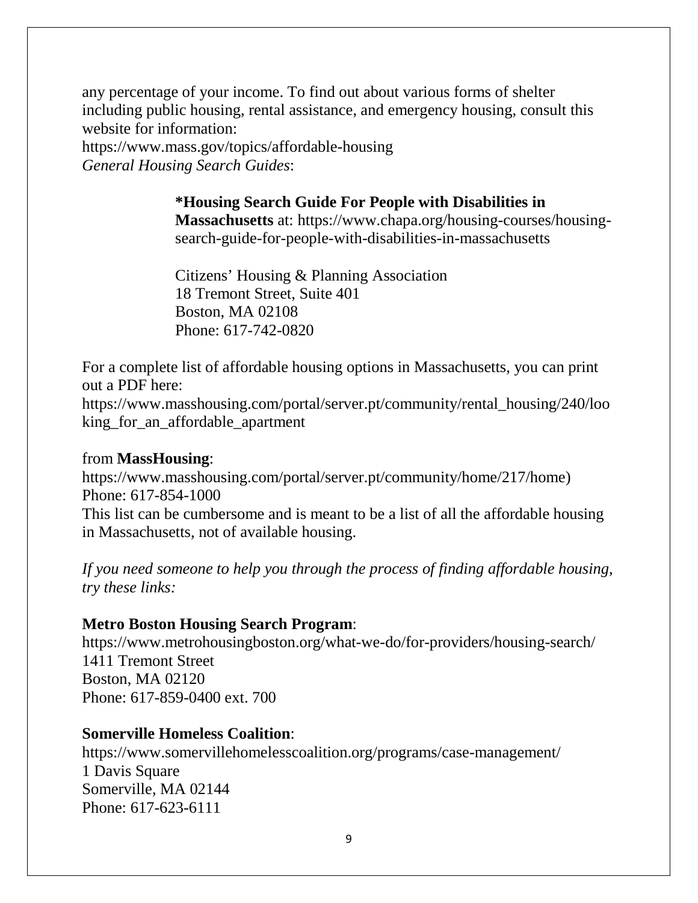any percentage of your income. To find out about various forms of shelter including public housing, rental assistance, and emergency housing, consult this website for information:
https://www.mass.gov/topics/affordable-housing
*General Housing Search Guides*:

> **\*Housing Search Guide For People with Disabilities in Massachusetts** at: https://www.chapa.org/housing-courses/housing-search-guide-for-people-with-disabilities-in-massachusetts
>
> Citizens' Housing & Planning Association
> 18 Tremont Street, Suite 401
> Boston, MA 02108
> Phone: 617-742-0820

For a complete list of affordable housing options in Massachusetts, you can print out a PDF here:
https://www.masshousing.com/portal/server.pt/community/rental_housing/240/looking_for_an_affordable_apartment

from **MassHousing**:
https://www.masshousing.com/portal/server.pt/community/home/217/home)
Phone: 617-854-1000
This list can be cumbersome and is meant to be a list of all the affordable housing in Massachusetts, not of available housing.

*If you need someone to help you through the process of finding affordable housing, try these links:*

**Metro Boston Housing Search Program**:
https://www.metrohousingboston.org/what-we-do/for-providers/housing-search/
1411 Tremont Street
Boston, MA 02120
Phone: 617-859-0400 ext. 700

**Somerville Homeless Coalition**:
https://www.somervillehomelesscoalition.org/programs/case-management/
1 Davis Square
Somerville, MA 02144
Phone: 617-623-6111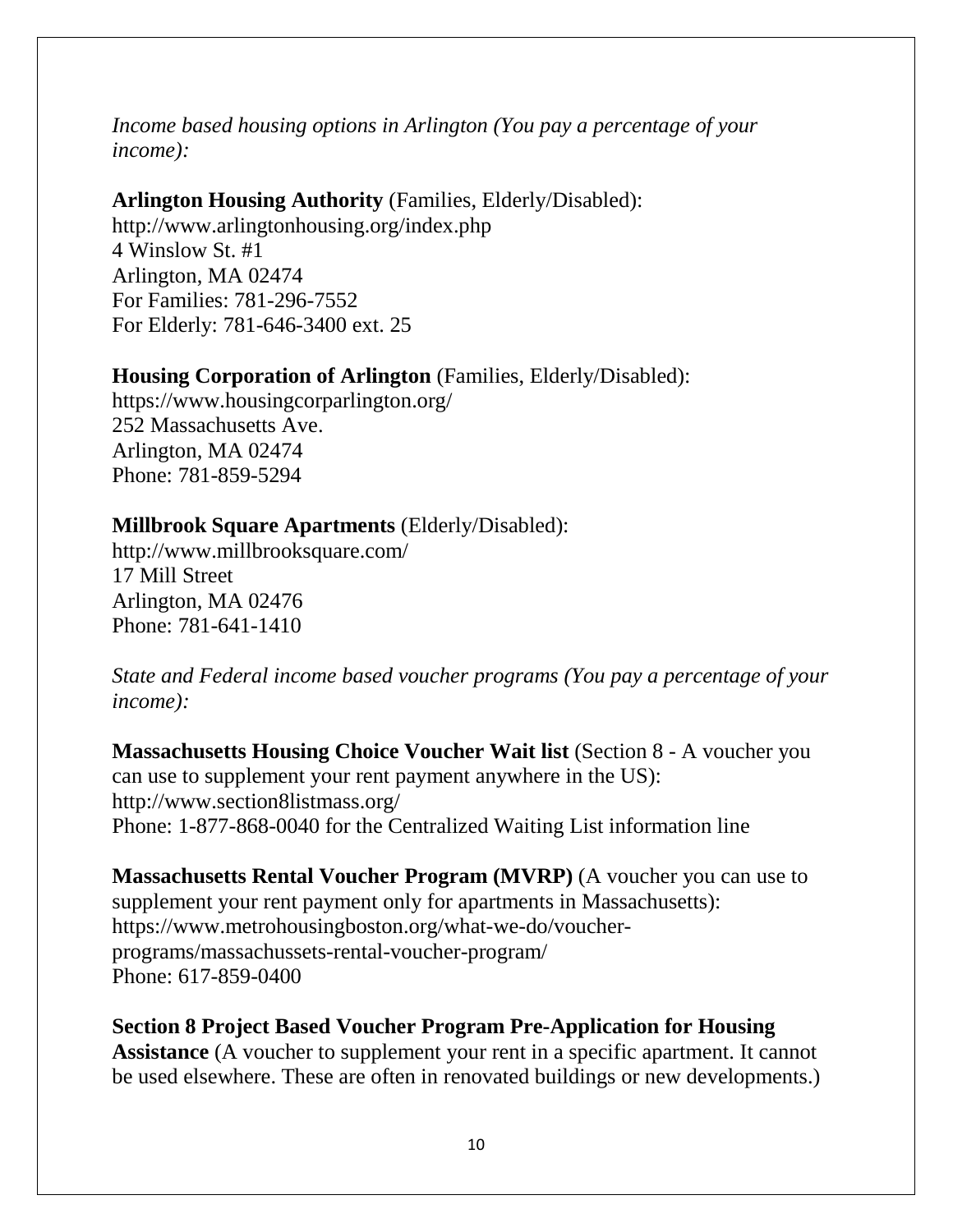*Income based housing options in Arlington (You pay a percentage of your income):*

**Arlington Housing Authority** (Families, Elderly/Disabled):
http://www.arlingtonhousing.org/index.php
4 Winslow St. #1
Arlington, MA 02474
For Families: 781-296-7552
For Elderly: 781-646-3400 ext. 25

**Housing Corporation of Arlington** (Families, Elderly/Disabled):
https://www.housingcorparlington.org/
252 Massachusetts Ave.
Arlington, MA 02474
Phone: 781-859-5294

**Millbrook Square Apartments** (Elderly/Disabled):
http://www.millbrooksquare.com/
17 Mill Street
Arlington, MA 02476
Phone: 781-641-1410

*State and Federal income based voucher programs (You pay a percentage of your income):*

**Massachusetts Housing Choice Voucher Wait list** (Section 8 - A voucher you can use to supplement your rent payment anywhere in the US):
http://www.section8listmass.org/
Phone: 1-877-868-0040 for the Centralized Waiting List information line

**Massachusetts Rental Voucher Program (MVRP)** (A voucher you can use to supplement your rent payment only for apartments in Massachusetts):
https://www.metrohousingboston.org/what-we-do/voucher-programs/massachussets-rental-voucher-program/
Phone: 617-859-0400

**Section 8 Project Based Voucher Program Pre-Application for Housing Assistance** (A voucher to supplement your rent in a specific apartment. It cannot be used elsewhere. These are often in renovated buildings or new developments.)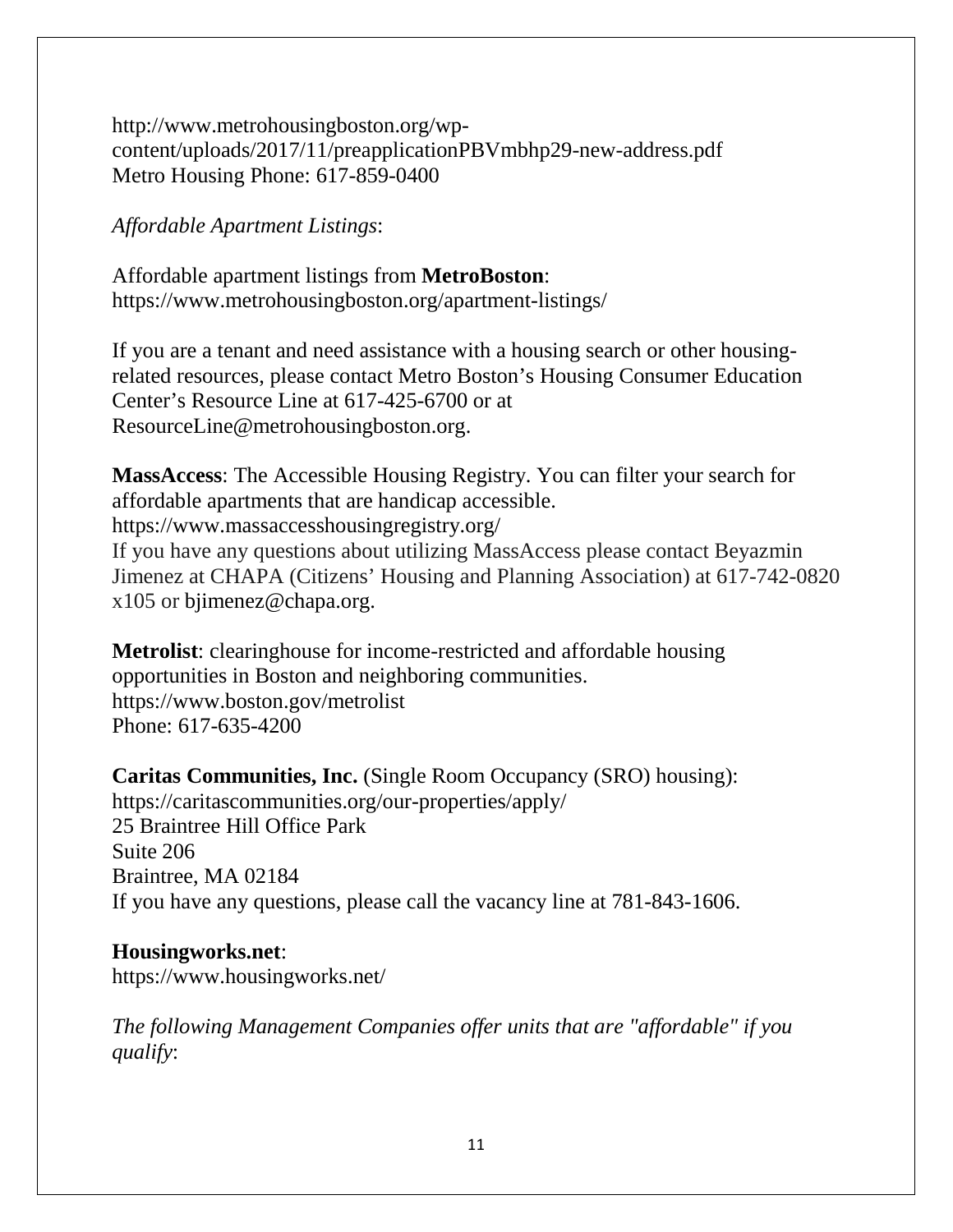http://www.metrohousingboston.org/wp-content/uploads/2017/11/preapplicationPBVmbhp29-new-address.pdf
Metro Housing Phone: 617-859-0400

*Affordable Apartment Listings*:

Affordable apartment listings from **MetroBoston**:
https://www.metrohousingboston.org/apartment-listings/

If you are a tenant and need assistance with a housing search or other housing-related resources, please contact Metro Boston's Housing Consumer Education Center's Resource Line at 617-425-6700 or at ResourceLine@metrohousingboston.org.

**MassAccess**: The Accessible Housing Registry. You can filter your search for affordable apartments that are handicap accessible.
https://www.massaccesshousingregistry.org/
If you have any questions about utilizing MassAccess please contact Beyazmin Jimenez at CHAPA (Citizens' Housing and Planning Association) at 617-742-0820 x105 or bjimenez@chapa.org.

**Metrolist**: clearinghouse for income-restricted and affordable housing opportunities in Boston and neighboring communities.
https://www.boston.gov/metrolist
Phone: 617-635-4200

**Caritas Communities, Inc.** (Single Room Occupancy (SRO) housing):
https://caritascommunities.org/our-properties/apply/
25 Braintree Hill Office Park
Suite 206
Braintree, MA 02184
If you have any questions, please call the vacancy line at 781-843-1606.

**Housingworks.net**:
https://www.housingworks.net/

*The following Management Companies offer units that are "affordable" if you qualify*: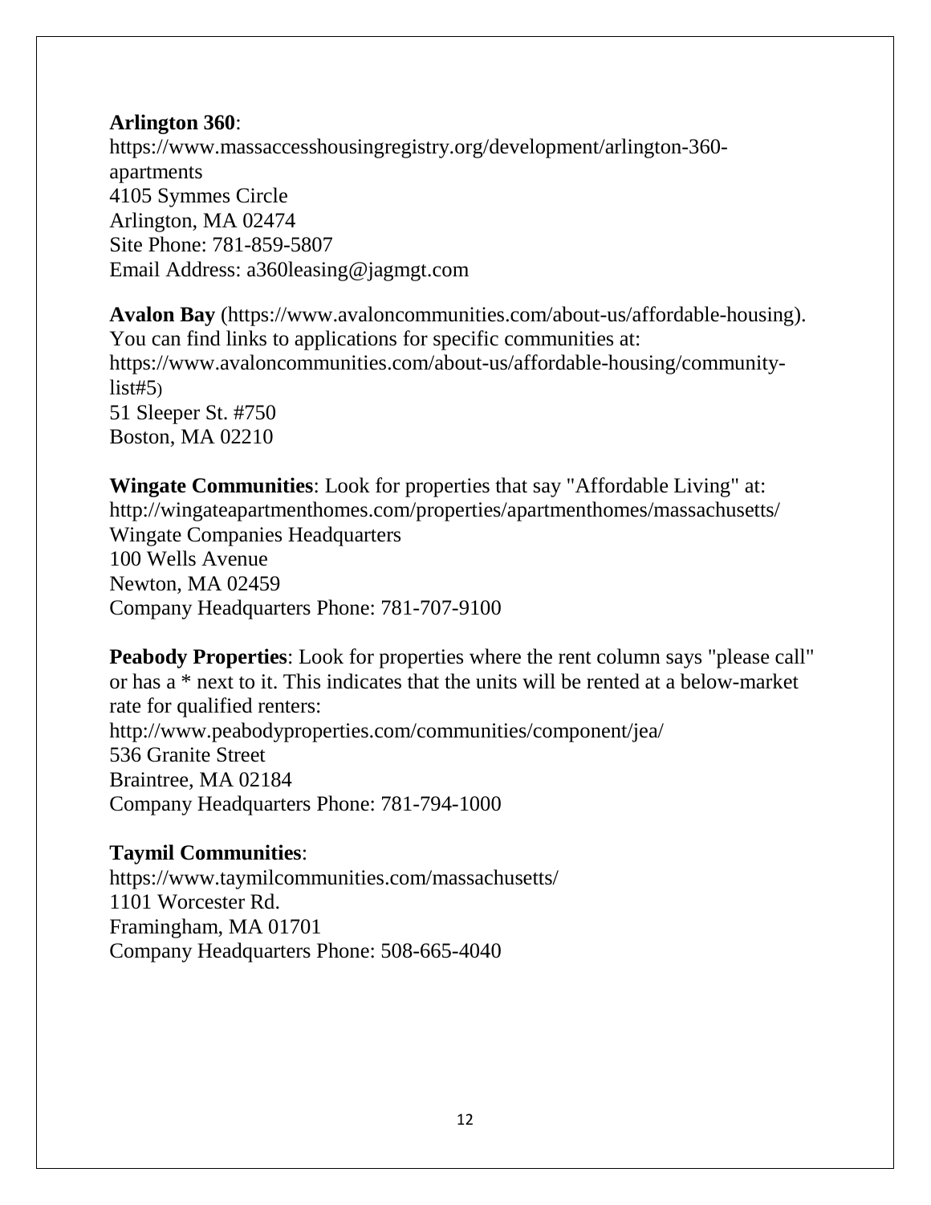**Arlington 360**:
https://www.massaccesshousingregistry.org/development/arlington-360-apartments
4105 Symmes Circle
Arlington, MA 02474
Site Phone: 781-859-5807
Email Address: a360leasing@jagmgt.com

**Avalon Bay** (https://www.avaloncommunities.com/about-us/affordable-housing). You can find links to applications for specific communities at: https://www.avaloncommunities.com/about-us/affordable-housing/community-list#5)
51 Sleeper St. #750
Boston, MA 02210

**Wingate Communities**: Look for properties that say "Affordable Living" at: http://wingateapartmenthomes.com/properties/apartmenthomes/massachusetts/
Wingate Companies Headquarters
100 Wells Avenue
Newton, MA 02459
Company Headquarters Phone: 781-707-9100

**Peabody Properties**: Look for properties where the rent column says "please call" or has a * next to it. This indicates that the units will be rented at a below-market rate for qualified renters:
http://www.peabodyproperties.com/communities/component/jea/
536 Granite Street
Braintree, MA 02184
Company Headquarters Phone: 781-794-1000

**Taymil Communities**:
https://www.taymilcommunities.com/massachusetts/
1101 Worcester Rd.
Framingham, MA 01701
Company Headquarters Phone: 508-665-4040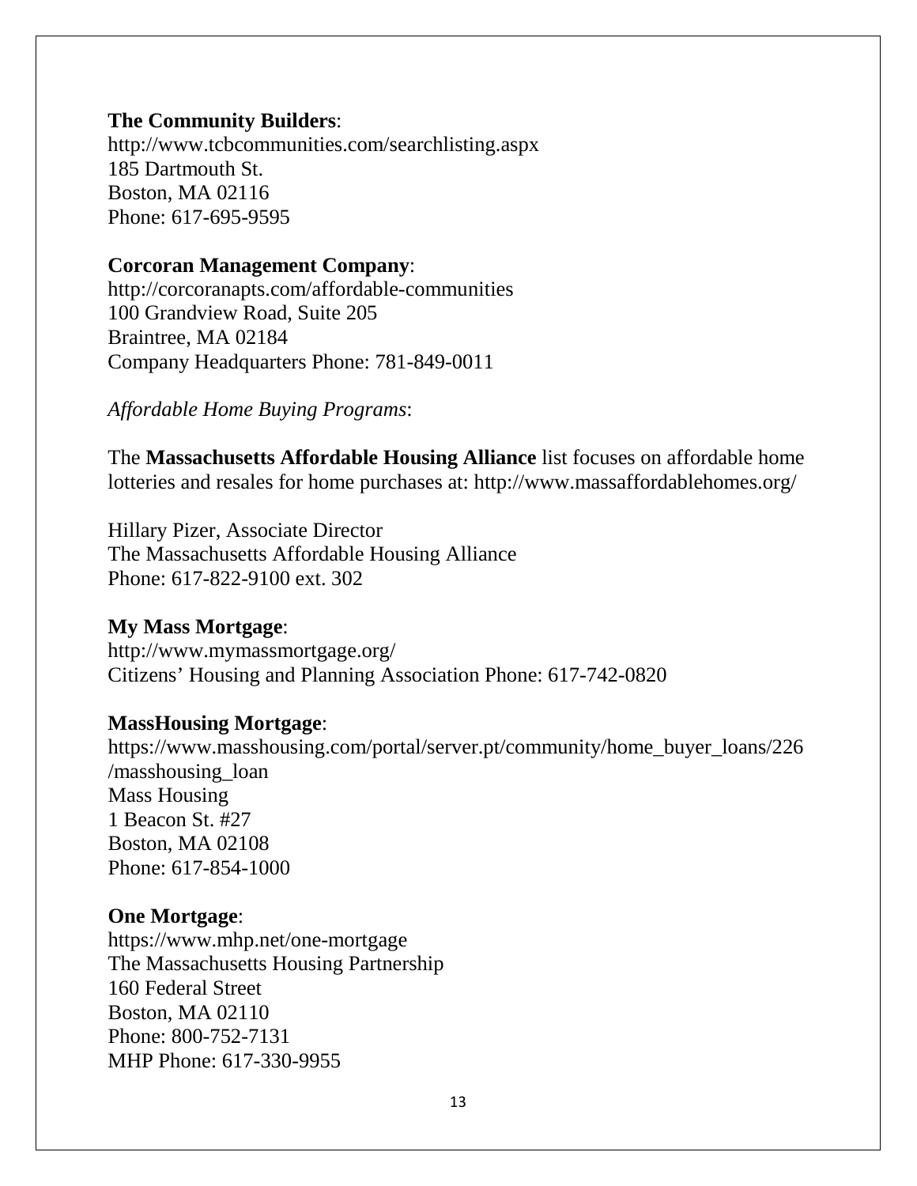**The Community Builders**:
http://www.tcbcommunities.com/searchlisting.aspx
185 Dartmouth St.
Boston, MA 02116
Phone: 617-695-9595

**Corcoran Management Company**:
http://corcoranapts.com/affordable-communities
100 Grandview Road, Suite 205
Braintree, MA 02184
Company Headquarters Phone: 781-849-0011

*Affordable Home Buying Programs*:

The **Massachusetts Affordable Housing Alliance** list focuses on affordable home lotteries and resales for home purchases at: http://www.massaffordablehomes.org/

Hillary Pizer, Associate Director
The Massachusetts Affordable Housing Alliance
Phone: 617-822-9100 ext. 302

**My Mass Mortgage**:
http://www.mymassmortgage.org/
Citizens' Housing and Planning Association Phone: 617-742-0820

**MassHousing Mortgage**:
https://www.masshousing.com/portal/server.pt/community/home_buyer_loans/226/masshousing_loan
Mass Housing
1 Beacon St. #27
Boston, MA 02108
Phone: 617-854-1000

**One Mortgage**:
https://www.mhp.net/one-mortgage
The Massachusetts Housing Partnership
160 Federal Street
Boston, MA 02110
Phone: 800-752-7131
MHP Phone: 617-330-9955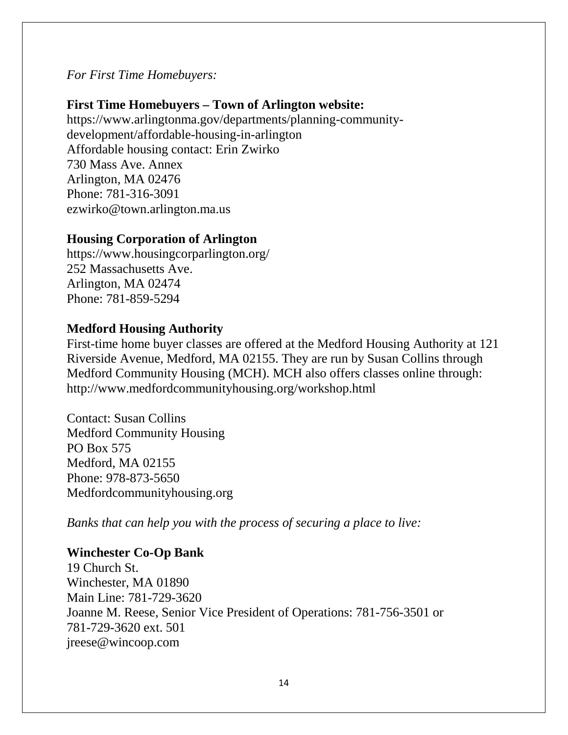*For First Time Homebuyers:*

**First Time Homebuyers – Town of Arlington website:**
https://www.arlingtonma.gov/departments/planning-community-development/affordable-housing-in-arlington
Affordable housing contact: Erin Zwirko
730 Mass Ave. Annex
Arlington, MA 02476
Phone: 781-316-3091
ezwirko@town.arlington.ma.us

**Housing Corporation of Arlington**
https://www.housingcorparlington.org/
252 Massachusetts Ave.
Arlington, MA 02474
Phone: 781-859-5294

**Medford Housing Authority**
First-time home buyer classes are offered at the Medford Housing Authority at 121 Riverside Avenue, Medford, MA 02155. They are run by Susan Collins through Medford Community Housing (MCH). MCH also offers classes online through: http://www.medfordcommunityhousing.org/workshop.html

Contact: Susan Collins
Medford Community Housing
PO Box 575
Medford, MA 02155
Phone: 978-873-5650
Medfordcommunityhousing.org

*Banks that can help you with the process of securing a place to live:*

**Winchester Co-Op Bank**
19 Church St.
Winchester, MA 01890
Main Line: 781-729-3620
Joanne M. Reese, Senior Vice President of Operations: 781-756-3501 or 781-729-3620 ext. 501
jreese@wincoop.com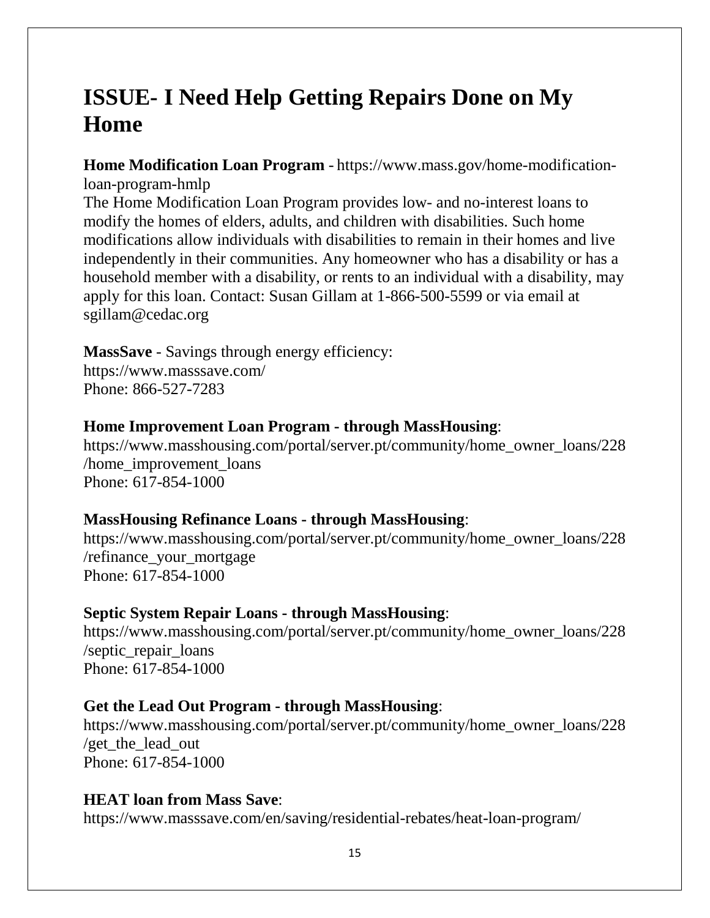# ISSUE- I Need Help Getting Repairs Done on My Home

**Home Modification Loan Program** - https://www.mass.gov/home-modification-loan-program-hmlp
The Home Modification Loan Program provides low- and no-interest loans to modify the homes of elders, adults, and children with disabilities. Such home modifications allow individuals with disabilities to remain in their homes and live independently in their communities. Any homeowner who has a disability or has a household member with a disability, or rents to an individual with a disability, may apply for this loan. Contact: Susan Gillam at 1-866-500-5599 or via email at sgillam@cedac.org

**MassSave** - Savings through energy efficiency:
https://www.masssave.com/
Phone: 866-527-7283

**Home Improvement Loan Program - through MassHousing**:
https://www.masshousing.com/portal/server.pt/community/home_owner_loans/228/home_improvement_loans
Phone: 617-854-1000

**MassHousing Refinance Loans - through MassHousing**:
https://www.masshousing.com/portal/server.pt/community/home_owner_loans/228/refinance_your_mortgage
Phone: 617-854-1000

**Septic System Repair Loans - through MassHousing**:
https://www.masshousing.com/portal/server.pt/community/home_owner_loans/228/septic_repair_loans
Phone: 617-854-1000

**Get the Lead Out Program - through MassHousing**:
https://www.masshousing.com/portal/server.pt/community/home_owner_loans/228/get_the_lead_out
Phone: 617-854-1000

**HEAT loan from Mass Save**:
https://www.masssave.com/en/saving/residential-rebates/heat-loan-program/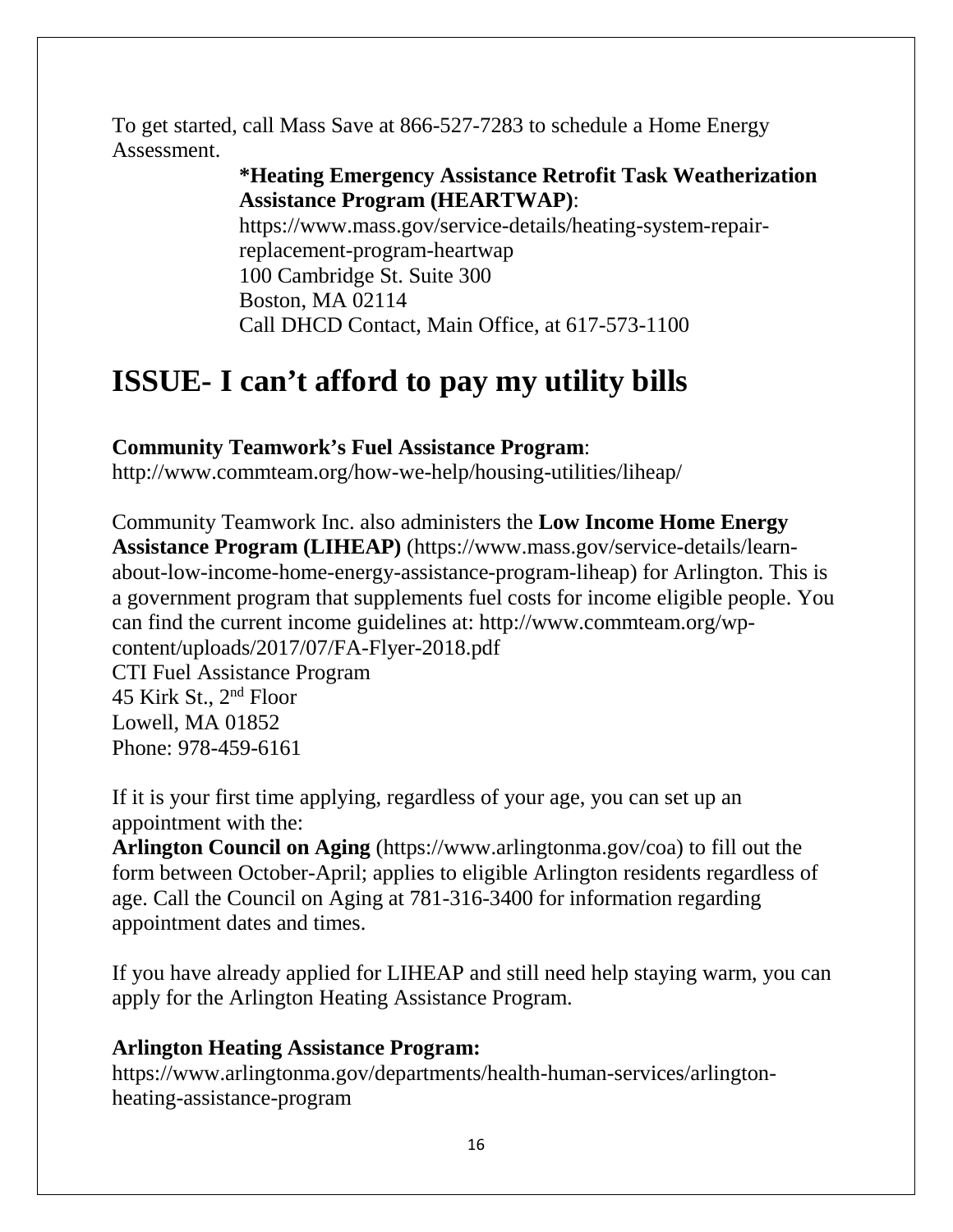To get started, call Mass Save at 866-527-7283 to schedule a Home Energy Assessment.

**\*Heating Emergency Assistance Retrofit Task Weatherization Assistance Program (HEARTWAP)**:
https://www.mass.gov/service-details/heating-system-repair-replacement-program-heartwap
100 Cambridge St. Suite 300
Boston, MA 02114
Call DHCD Contact, Main Office, at 617-573-1100

# ISSUE- I can't afford to pay my utility bills

**Community Teamwork's Fuel Assistance Program**:
http://www.commteam.org/how-we-help/housing-utilities/liheap/

Community Teamwork Inc. also administers the **Low Income Home Energy Assistance Program (LIHEAP)** (https://www.mass.gov/service-details/learn-about-low-income-home-energy-assistance-program-liheap) for Arlington. This is a government program that supplements fuel costs for income eligible people. You can find the current income guidelines at: http://www.commteam.org/wp-content/uploads/2017/07/FA-Flyer-2018.pdf
CTI Fuel Assistance Program
45 Kirk St., 2nd Floor
Lowell, MA 01852
Phone: 978-459-6161

If it is your first time applying, regardless of your age, you can set up an appointment with the:
**Arlington Council on Aging** (https://www.arlingtonma.gov/coa) to fill out the form between October-April; applies to eligible Arlington residents regardless of age. Call the Council on Aging at 781-316-3400 for information regarding appointment dates and times.

If you have already applied for LIHEAP and still need help staying warm, you can apply for the Arlington Heating Assistance Program.

**Arlington Heating Assistance Program:**
https://www.arlingtonma.gov/departments/health-human-services/arlington-heating-assistance-program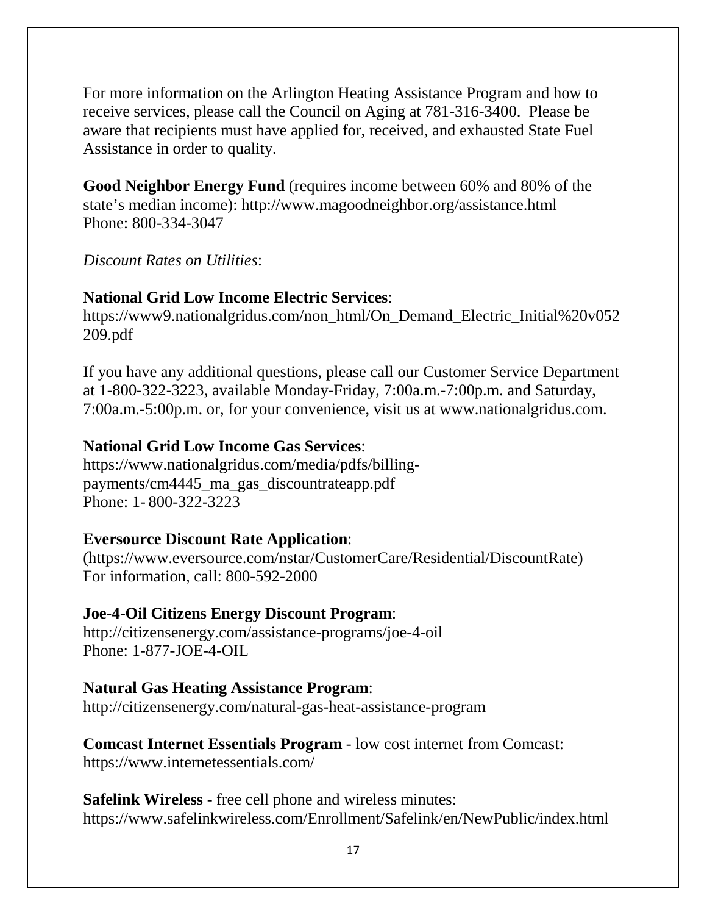For more information on the Arlington Heating Assistance Program and how to receive services, please call the Council on Aging at 781-316-3400. Please be aware that recipients must have applied for, received, and exhausted State Fuel Assistance in order to quality.

**Good Neighbor Energy Fund** (requires income between 60% and 80% of the state's median income): http://www.magoodneighbor.org/assistance.html
Phone: 800-334-3047

*Discount Rates on Utilities*:

**National Grid Low Income Electric Services**:
https://www9.nationalgridus.com/non_html/On_Demand_Electric_Initial%20v052209.pdf

If you have any additional questions, please call our Customer Service Department at 1-800-322-3223, available Monday-Friday, 7:00a.m.-7:00p.m. and Saturday, 7:00a.m.-5:00p.m. or, for your convenience, visit us at www.nationalgridus.com.

**National Grid Low Income Gas Services**:
https://www.nationalgridus.com/media/pdfs/billing-payments/cm4445_ma_gas_discountrateapp.pdf
Phone: 1- 800-322-3223

**Eversource Discount Rate Application**:
(https://www.eversource.com/nstar/CustomerCare/Residential/DiscountRate)
For information, call: 800-592-2000

**Joe-4-Oil Citizens Energy Discount Program**:
http://citizensenergy.com/assistance-programs/joe-4-oil
Phone: 1-877-JOE-4-OIL

**Natural Gas Heating Assistance Program**:
http://citizensenergy.com/natural-gas-heat-assistance-program

**Comcast Internet Essentials Program** - low cost internet from Comcast:
https://www.internetessentials.com/

**Safelink Wireless** - free cell phone and wireless minutes:
https://www.safelinkwireless.com/Enrollment/Safelink/en/NewPublic/index.html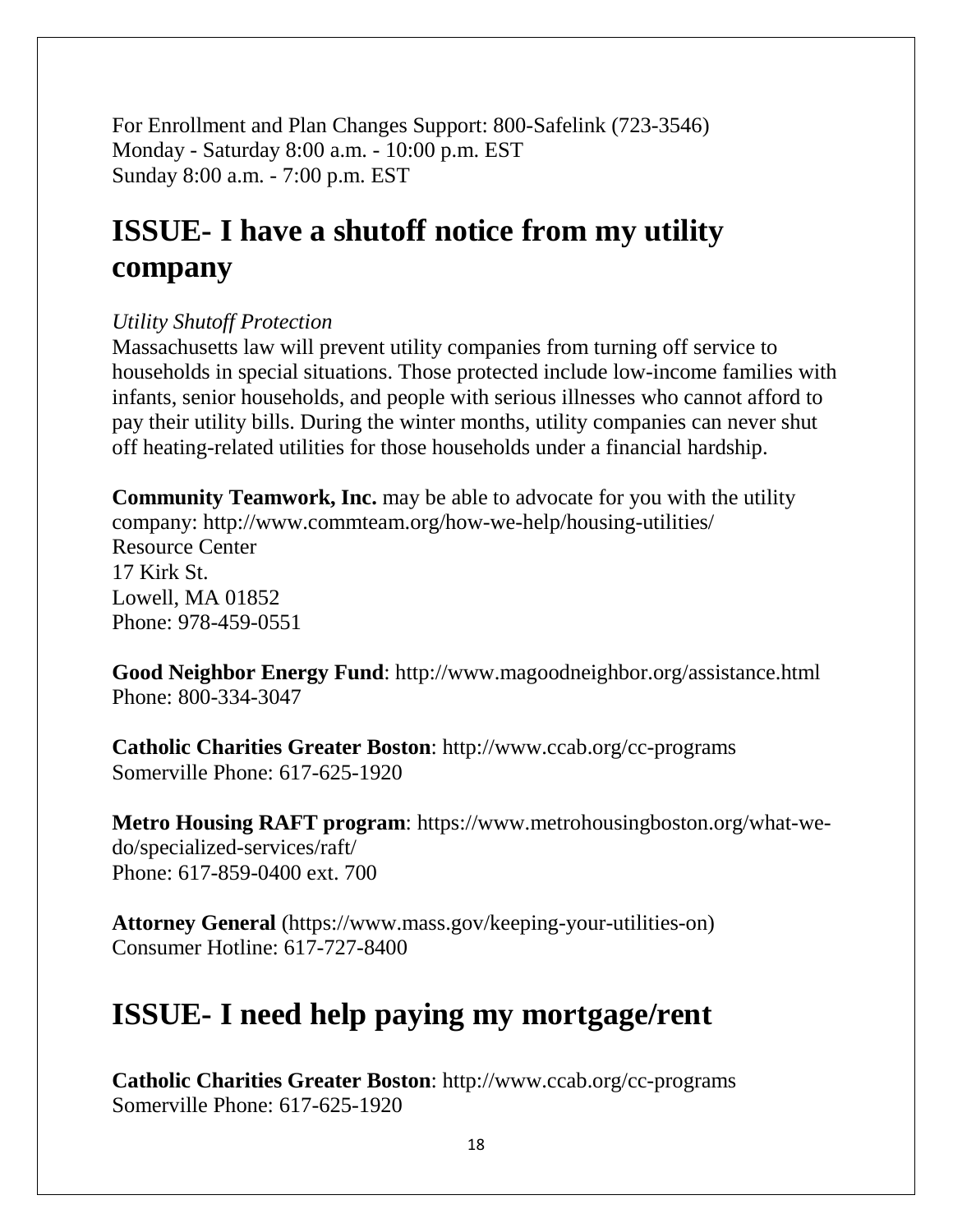For Enrollment and Plan Changes Support: 800-Safelink (723-3546)
Monday - Saturday 8:00 a.m. - 10:00 p.m. EST
Sunday 8:00 a.m. - 7:00 p.m. EST

# ISSUE- I have a shutoff notice from my utility company

*Utility Shutoff Protection*
Massachusetts law will prevent utility companies from turning off service to households in special situations. Those protected include low-income families with infants, senior households, and people with serious illnesses who cannot afford to pay their utility bills. During the winter months, utility companies can never shut off heating-related utilities for those households under a financial hardship.

**Community Teamwork, Inc.** may be able to advocate for you with the utility company: http://www.commteam.org/how-we-help/housing-utilities/
Resource Center
17 Kirk St.
Lowell, MA 01852
Phone: 978-459-0551

**Good Neighbor Energy Fund**: http://www.magoodneighbor.org/assistance.html
Phone: 800-334-3047

**Catholic Charities Greater Boston**: http://www.ccab.org/cc-programs
Somerville Phone: 617-625-1920

**Metro Housing RAFT program**: https://www.metrohousingboston.org/what-we-do/specialized-services/raft/
Phone: 617-859-0400 ext. 700

**Attorney General** (https://www.mass.gov/keeping-your-utilities-on)
Consumer Hotline: 617-727-8400

# ISSUE- I need help paying my mortgage/rent

**Catholic Charities Greater Boston**: http://www.ccab.org/cc-programs
Somerville Phone: 617-625-1920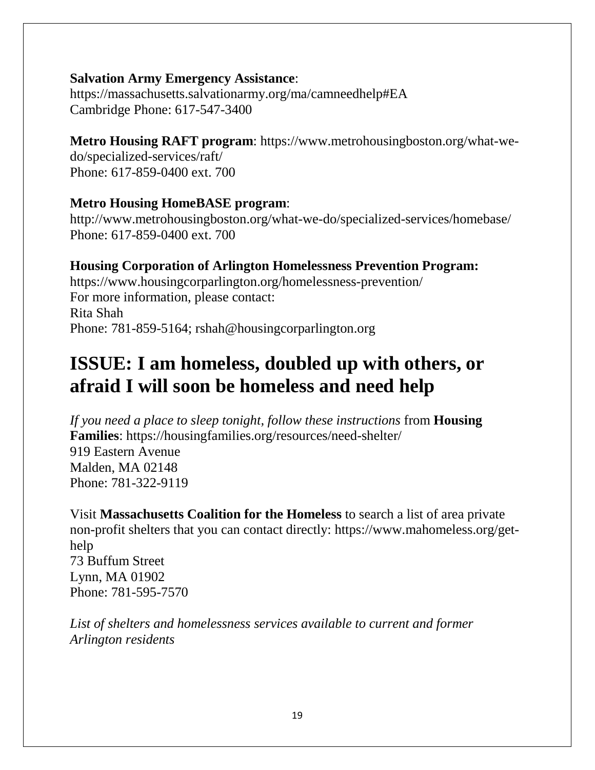**Salvation Army Emergency Assistance**:
https://massachusetts.salvationarmy.org/ma/camneedhelp#EA
Cambridge Phone: 617-547-3400

**Metro Housing RAFT program**: https://www.metrohousingboston.org/what-we-do/specialized-services/raft/
Phone: 617-859-0400 ext. 700

**Metro Housing HomeBASE program**:
http://www.metrohousingboston.org/what-we-do/specialized-services/homebase/
Phone: 617-859-0400 ext. 700

**Housing Corporation of Arlington Homelessness Prevention Program:**
https://www.housingcorparlington.org/homelessness-prevention/
For more information, please contact:
Rita Shah
Phone: 781-859-5164; rshah@housingcorparlington.org

# ISSUE: I am homeless, doubled up with others, or afraid I will soon be homeless and need help

*If you need a place to sleep tonight, follow these instructions* from **Housing Families**: https://housingfamilies.org/resources/need-shelter/
919 Eastern Avenue
Malden, MA 02148
Phone: 781-322-9119

Visit **Massachusetts Coalition for the Homeless** to search a list of area private non-profit shelters that you can contact directly: https://www.mahomeless.org/get-help
73 Buffum Street
Lynn, MA 01902
Phone: 781-595-7570

*List of shelters and homelessness services available to current and former Arlington residents*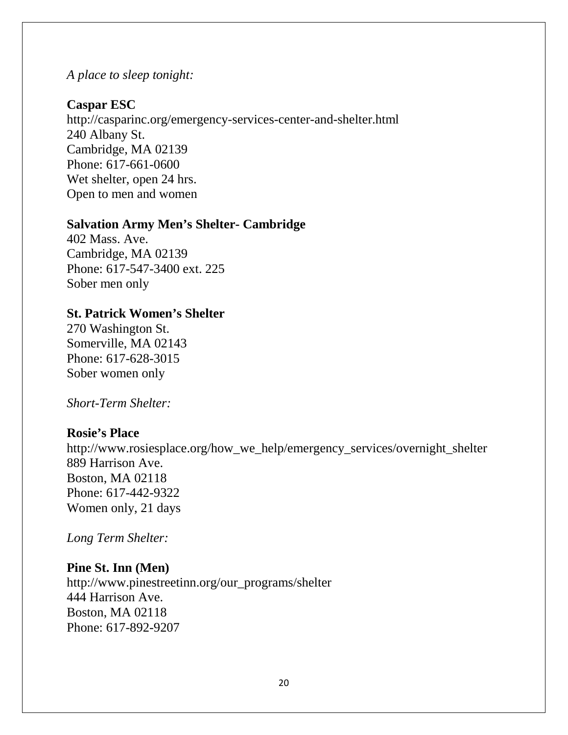*A place to sleep tonight:*

**Caspar ESC**
http://casparinc.org/emergency-services-center-and-shelter.html
240 Albany St.
Cambridge, MA 02139
Phone: 617-661-0600
Wet shelter, open 24 hrs.
Open to men and women

**Salvation Army Men's Shelter- Cambridge**
402 Mass. Ave.
Cambridge, MA 02139
Phone: 617-547-3400 ext. 225
Sober men only

**St. Patrick Women's Shelter**
270 Washington St.
Somerville, MA 02143
Phone: 617-628-3015
Sober women only

*Short-Term Shelter:*

**Rosie's Place**
http://www.rosiesplace.org/how_we_help/emergency_services/overnight_shelter
889 Harrison Ave.
Boston, MA 02118
Phone: 617-442-9322
Women only, 21 days

*Long Term Shelter:*

**Pine St. Inn (Men)**
http://www.pinestreetinn.org/our_programs/shelter
444 Harrison Ave.
Boston, MA 02118
Phone: 617-892-9207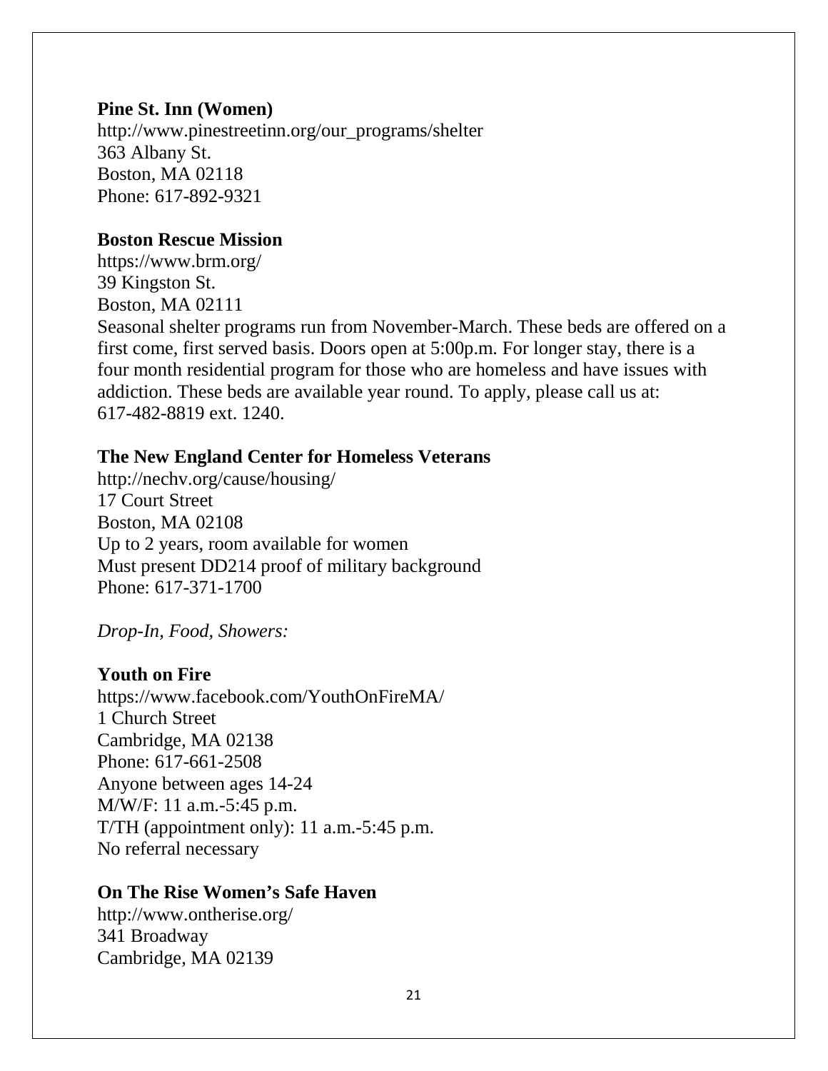**Pine St. Inn (Women)**
http://www.pinestreetinn.org/our_programs/shelter
363 Albany St.
Boston, MA 02118
Phone: 617-892-9321

**Boston Rescue Mission**
https://www.brm.org/
39 Kingston St.
Boston, MA 02111
Seasonal shelter programs run from November-March. These beds are offered on a first come, first served basis. Doors open at 5:00p.m. For longer stay, there is a four month residential program for those who are homeless and have issues with addiction. These beds are available year round. To apply, please call us at: 617-482-8819 ext. 1240.

**The New England Center for Homeless Veterans**
http://nechv.org/cause/housing/
17 Court Street
Boston, MA 02108
Up to 2 years, room available for women
Must present DD214 proof of military background
Phone: 617-371-1700

*Drop-In, Food, Showers:*

**Youth on Fire**
https://www.facebook.com/YouthOnFireMA/
1 Church Street
Cambridge, MA 02138
Phone: 617-661-2508
Anyone between ages 14-24
M/W/F: 11 a.m.-5:45 p.m.
T/TH (appointment only): 11 a.m.-5:45 p.m.
No referral necessary

**On The Rise Women's Safe Haven**
http://www.ontherise.org/
341 Broadway
Cambridge, MA 02139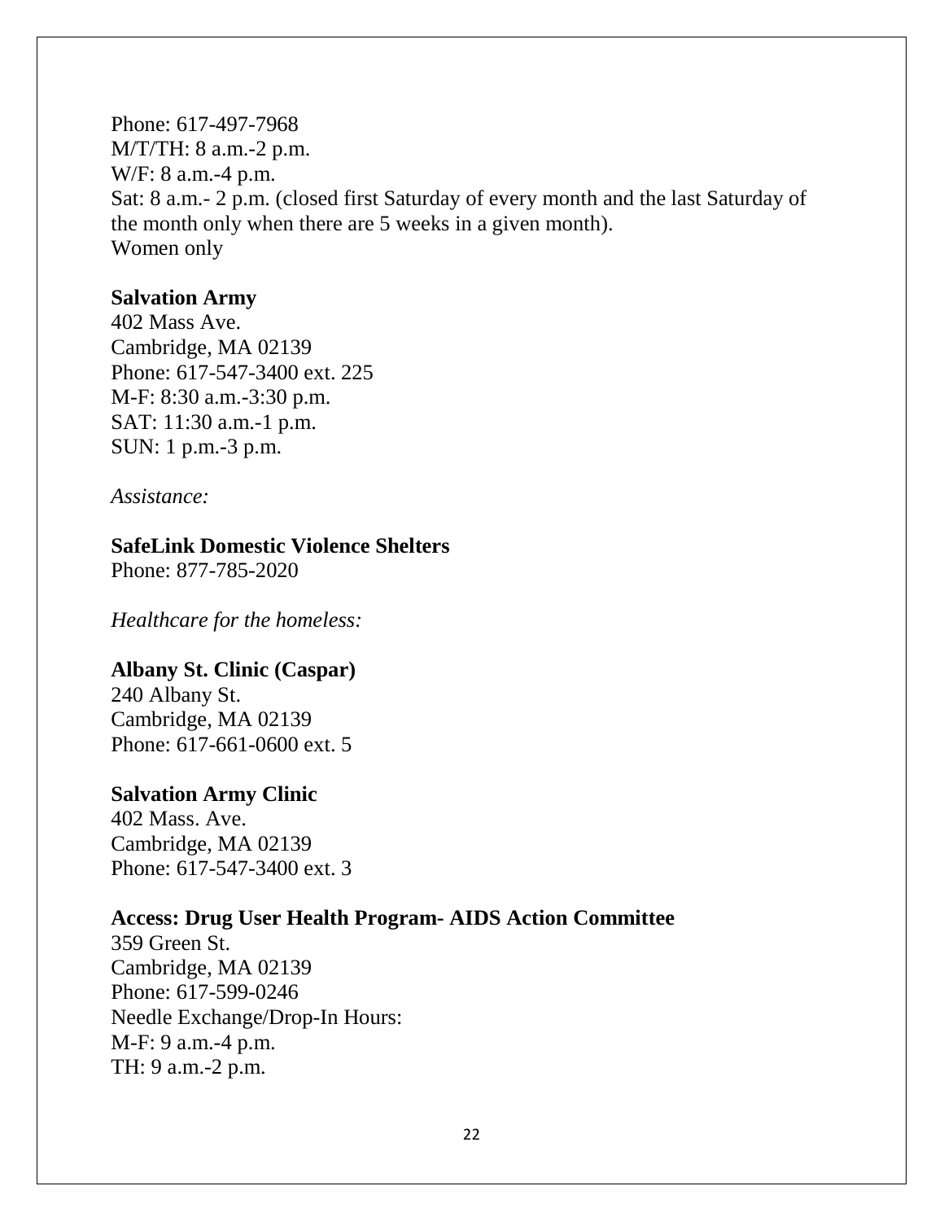Phone: 617-497-7968
M/T/TH: 8 a.m.-2 p.m.
W/F: 8 a.m.-4 p.m.
Sat: 8 a.m.- 2 p.m. (closed first Saturday of every month and the last Saturday of the month only when there are 5 weeks in a given month).
Women only

**Salvation Army**
402 Mass Ave.
Cambridge, MA 02139
Phone: 617-547-3400 ext. 225
M-F: 8:30 a.m.-3:30 p.m.
SAT: 11:30 a.m.-1 p.m.
SUN: 1 p.m.-3 p.m.

*Assistance:*

**SafeLink Domestic Violence Shelters**
Phone: 877-785-2020

*Healthcare for the homeless:*

**Albany St. Clinic (Caspar)**
240 Albany St.
Cambridge, MA 02139
Phone: 617-661-0600 ext. 5

**Salvation Army Clinic**
402 Mass. Ave.
Cambridge, MA 02139
Phone: 617-547-3400 ext. 3

**Access: Drug User Health Program- AIDS Action Committee**
359 Green St.
Cambridge, MA 02139
Phone: 617-599-0246
Needle Exchange/Drop-In Hours:
M-F: 9 a.m.-4 p.m.
TH: 9 a.m.-2 p.m.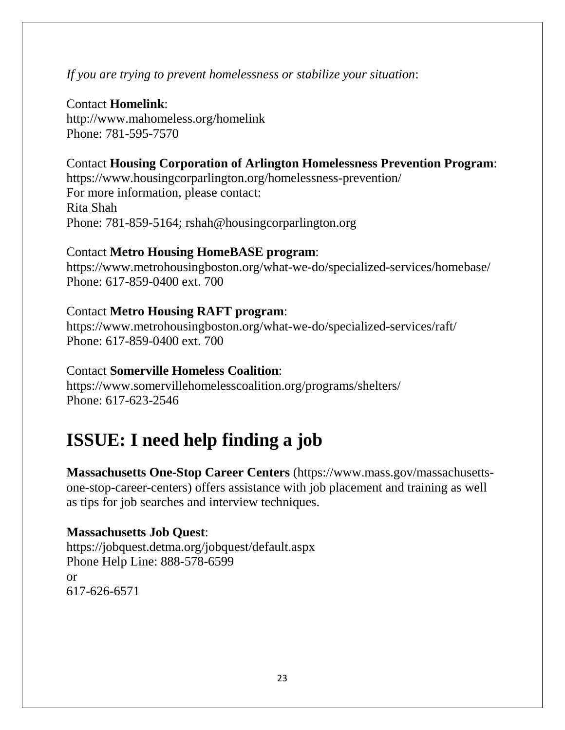*If you are trying to prevent homelessness or stabilize your situation*:

Contact **Homelink**:
http://www.mahomeless.org/homelink
Phone: 781-595-7570

Contact **Housing Corporation of Arlington Homelessness Prevention Program**:
https://www.housingcorparlington.org/homelessness-prevention/
For more information, please contact:
Rita Shah
Phone: 781-859-5164; rshah@housingcorparlington.org

Contact **Metro Housing HomeBASE program**:
https://www.metrohousingboston.org/what-we-do/specialized-services/homebase/
Phone: 617-859-0400 ext. 700

Contact **Metro Housing RAFT program**:
https://www.metrohousingboston.org/what-we-do/specialized-services/raft/
Phone: 617-859-0400 ext. 700

Contact **Somerville Homeless Coalition**:
https://www.somervillehomelesscoalition.org/programs/shelters/
Phone: 617-623-2546

# ISSUE: I need help finding a job

**Massachusetts One-Stop Career Centers** (https://www.mass.gov/massachusetts-one-stop-career-centers) offers assistance with job placement and training as well as tips for job searches and interview techniques.

**Massachusetts Job Quest**:
https://jobquest.detma.org/jobquest/default.aspx
Phone Help Line: 888-578-6599
or
617-626-6571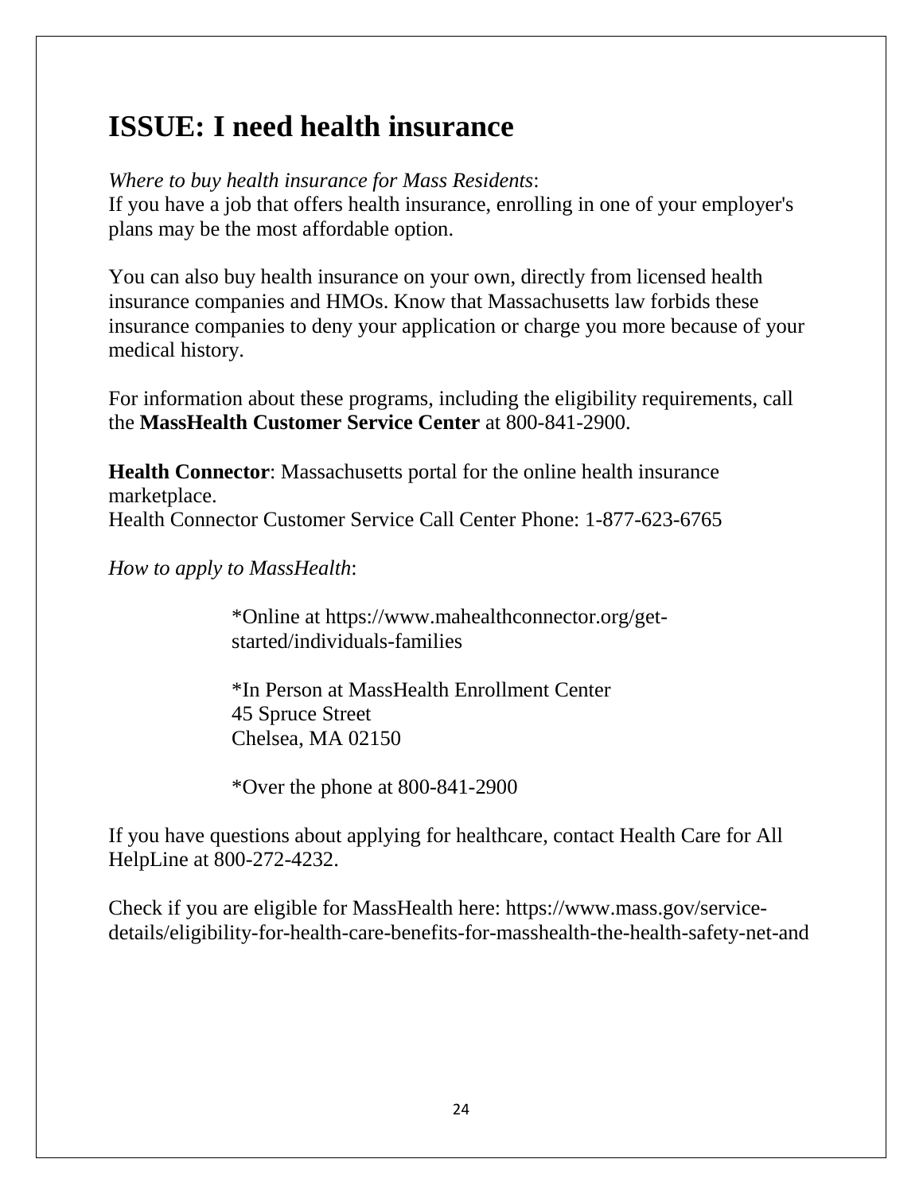# ISSUE: I need health insurance

*Where to buy health insurance for Mass Residents*:
If you have a job that offers health insurance, enrolling in one of your employer's plans may be the most affordable option.

You can also buy health insurance on your own, directly from licensed health insurance companies and HMOs. Know that Massachusetts law forbids these insurance companies to deny your application or charge you more because of your medical history.

For information about these programs, including the eligibility requirements, call the **MassHealth Customer Service Center** at 800-841-2900.

**Health Connector**: Massachusetts portal for the online health insurance marketplace.
Health Connector Customer Service Call Center Phone: 1-877-623-6765

*How to apply to MassHealth*:

> *Online at https://www.mahealthconnector.org/get-started/individuals-families
>
> *In Person at MassHealth Enrollment Center
> 45 Spruce Street
> Chelsea, MA 02150
>
> *Over the phone at 800-841-2900

If you have questions about applying for healthcare, contact Health Care for All HelpLine at 800-272-4232.

Check if you are eligible for MassHealth here: https://www.mass.gov/service-details/eligibility-for-health-care-benefits-for-masshealth-the-health-safety-net-and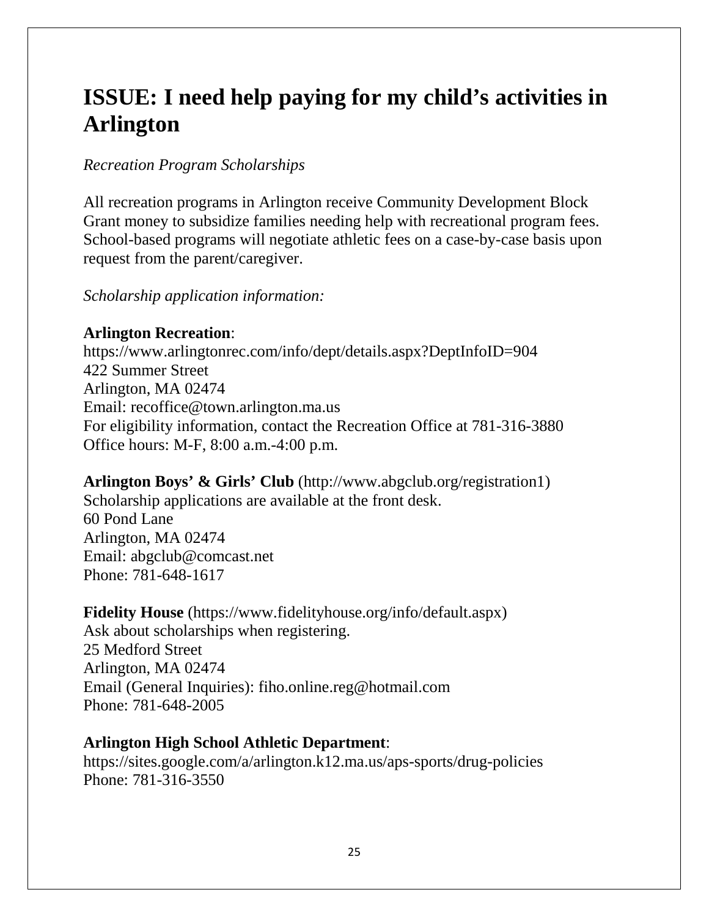# ISSUE: I need help paying for my child's activities in Arlington

*Recreation Program Scholarships*

All recreation programs in Arlington receive Community Development Block Grant money to subsidize families needing help with recreational program fees. School-based programs will negotiate athletic fees on a case-by-case basis upon request from the parent/caregiver.

*Scholarship application information:*

**Arlington Recreation**:
https://www.arlingtonrec.com/info/dept/details.aspx?DeptInfoID=904
422 Summer Street
Arlington, MA 02474
Email: recoffice@town.arlington.ma.us
For eligibility information, contact the Recreation Office at 781-316-3880
Office hours: M-F, 8:00 a.m.-4:00 p.m.

**Arlington Boys' & Girls' Club** (http://www.abgclub.org/registration1)
Scholarship applications are available at the front desk.
60 Pond Lane
Arlington, MA 02474
Email: abgclub@comcast.net
Phone: 781-648-1617

**Fidelity House** (https://www.fidelityhouse.org/info/default.aspx)
Ask about scholarships when registering.
25 Medford Street
Arlington, MA 02474
Email (General Inquiries): fiho.online.reg@hotmail.com
Phone: 781-648-2005

**Arlington High School Athletic Department**:
https://sites.google.com/a/arlington.k12.ma.us/aps-sports/drug-policies
Phone: 781-316-3550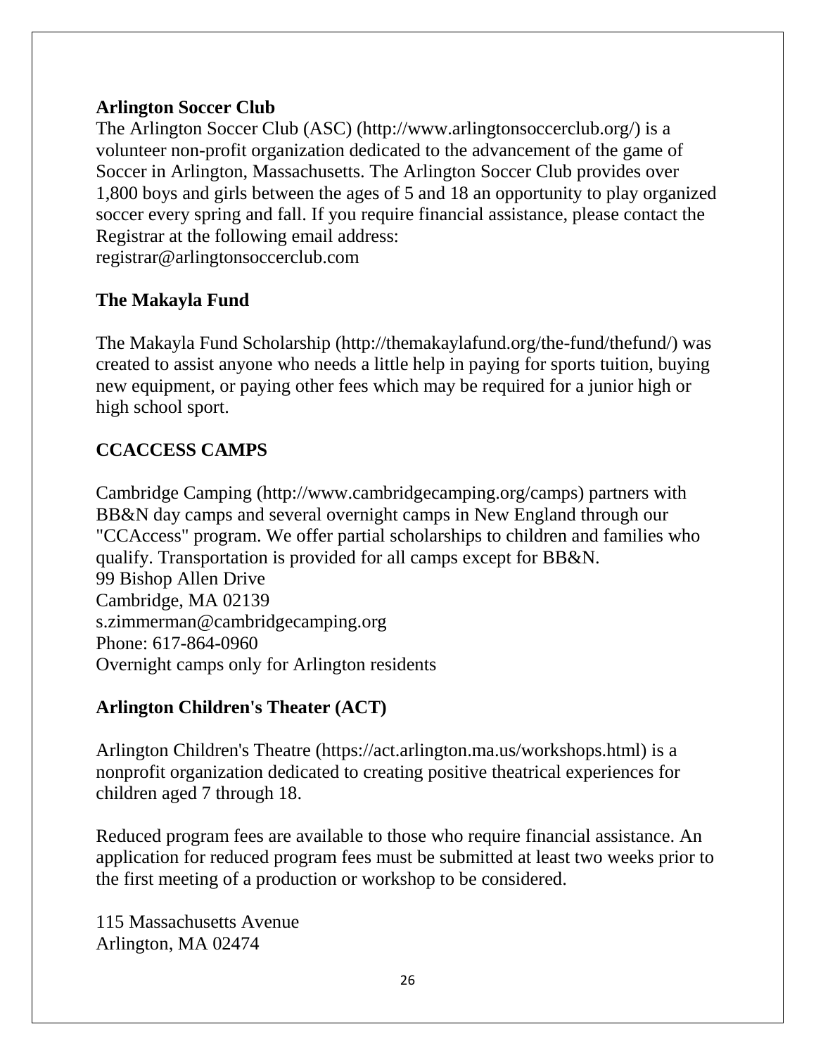**Arlington Soccer Club**

The Arlington Soccer Club (ASC) (http://www.arlingtonsoccerclub.org/) is a volunteer non-profit organization dedicated to the advancement of the game of Soccer in Arlington, Massachusetts. The Arlington Soccer Club provides over 1,800 boys and girls between the ages of 5 and 18 an opportunity to play organized soccer every spring and fall. If you require financial assistance, please contact the Registrar at the following email address:
registrar@arlingtonsoccerclub.com

**The Makayla Fund**

The Makayla Fund Scholarship (http://themakaylafund.org/the-fund/thefund/) was created to assist anyone who needs a little help in paying for sports tuition, buying new equipment, or paying other fees which may be required for a junior high or high school sport.

**CCACCESS CAMPS**

Cambridge Camping (http://www.cambridgecamping.org/camps) partners with BB&N day camps and several overnight camps in New England through our "CCAccess" program. We offer partial scholarships to children and families who qualify. Transportation is provided for all camps except for BB&N.
99 Bishop Allen Drive
Cambridge, MA 02139
s.zimmerman@cambridgecamping.org
Phone: 617-864-0960
Overnight camps only for Arlington residents

**Arlington Children's Theater (ACT)**

Arlington Children's Theatre (https://act.arlington.ma.us/workshops.html) is a nonprofit organization dedicated to creating positive theatrical experiences for children aged 7 through 18.

Reduced program fees are available to those who require financial assistance. An application for reduced program fees must be submitted at least two weeks prior to the first meeting of a production or workshop to be considered.

115 Massachusetts Avenue
Arlington, MA 02474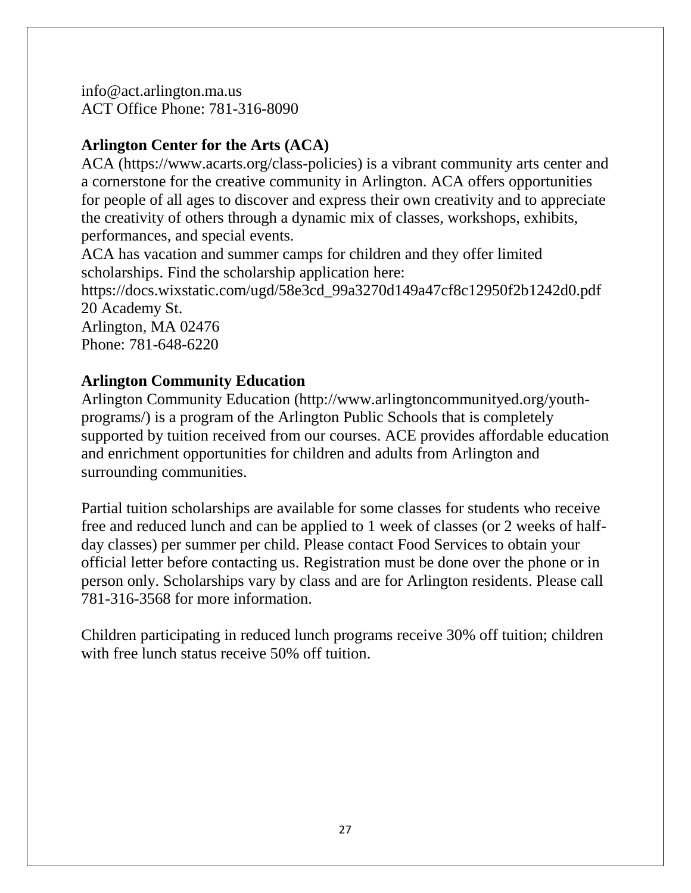info@act.arlington.ma.us
ACT Office Phone: 781-316-8090

**Arlington Center for the Arts (ACA)**

ACA (https://www.acarts.org/class-policies) is a vibrant community arts center and a cornerstone for the creative community in Arlington. ACA offers opportunities for people of all ages to discover and express their own creativity and to appreciate the creativity of others through a dynamic mix of classes, workshops, exhibits, performances, and special events.

ACA has vacation and summer camps for children and they offer limited scholarships. Find the scholarship application here:
https://docs.wixstatic.com/ugd/58e3cd_99a3270d149a47cf8c12950f2b1242d0.pdf
20 Academy St.
Arlington, MA 02476
Phone: 781-648-6220

**Arlington Community Education**

Arlington Community Education (http://www.arlingtoncommunityed.org/youth-programs/) is a program of the Arlington Public Schools that is completely supported by tuition received from our courses. ACE provides affordable education and enrichment opportunities for children and adults from Arlington and surrounding communities.

Partial tuition scholarships are available for some classes for students who receive free and reduced lunch and can be applied to 1 week of classes (or 2 weeks of half-day classes) per summer per child. Please contact Food Services to obtain your official letter before contacting us. Registration must be done over the phone or in person only. Scholarships vary by class and are for Arlington residents. Please call 781-316-3568 for more information.

Children participating in reduced lunch programs receive 30% off tuition; children with free lunch status receive 50% off tuition.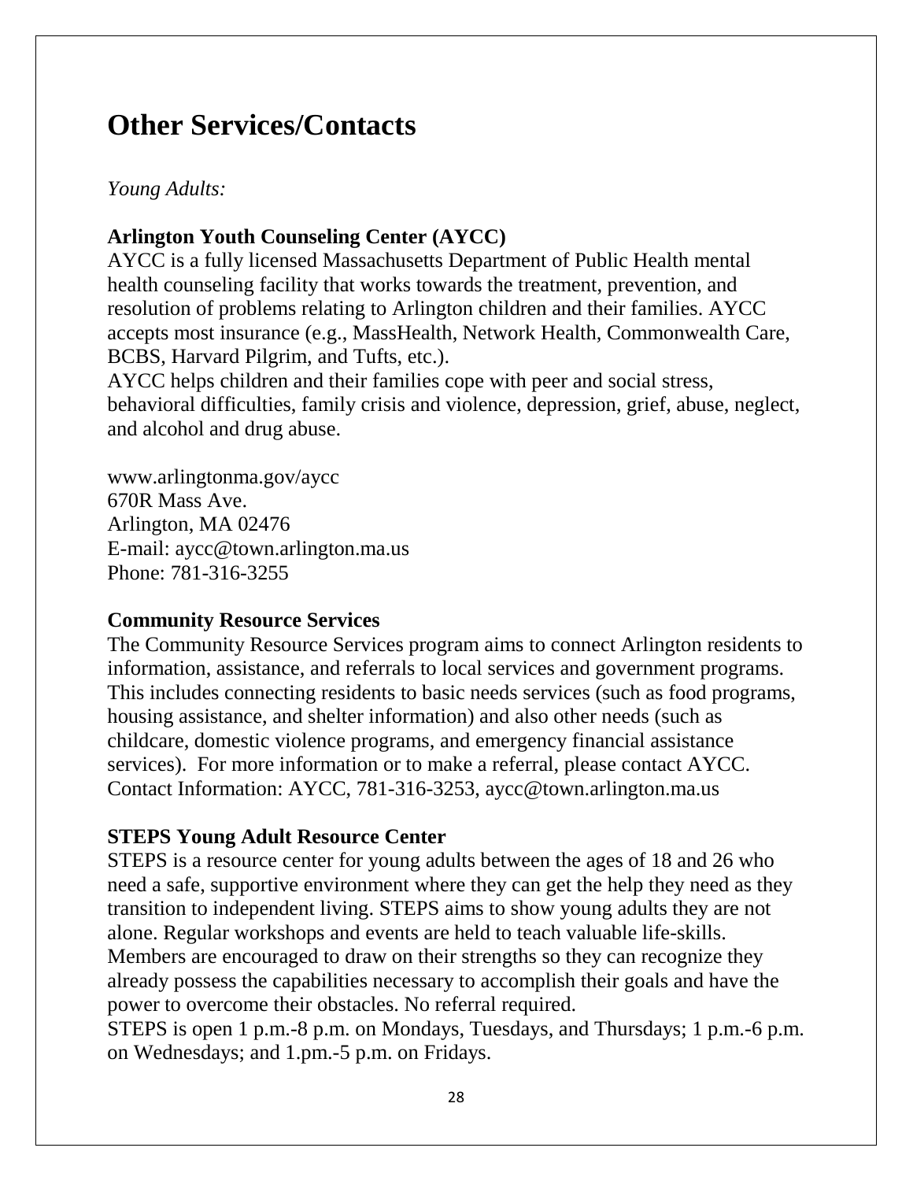# Other Services/Contacts

*Young Adults:*

**Arlington Youth Counseling Center (AYCC)**

AYCC is a fully licensed Massachusetts Department of Public Health mental health counseling facility that works towards the treatment, prevention, and resolution of problems relating to Arlington children and their families. AYCC accepts most insurance (e.g., MassHealth, Network Health, Commonwealth Care, BCBS, Harvard Pilgrim, and Tufts, etc.).

AYCC helps children and their families cope with peer and social stress, behavioral difficulties, family crisis and violence, depression, grief, abuse, neglect, and alcohol and drug abuse.

www.arlingtonma.gov/aycc
670R Mass Ave.
Arlington, MA 02476
E-mail: aycc@town.arlington.ma.us
Phone: 781-316-3255

**Community Resource Services**

The Community Resource Services program aims to connect Arlington residents to information, assistance, and referrals to local services and government programs. This includes connecting residents to basic needs services (such as food programs, housing assistance, and shelter information) and also other needs (such as childcare, domestic violence programs, and emergency financial assistance services). For more information or to make a referral, please contact AYCC.
Contact Information: AYCC, 781-316-3253, aycc@town.arlington.ma.us

**STEPS Young Adult Resource Center**

STEPS is a resource center for young adults between the ages of 18 and 26 who need a safe, supportive environment where they can get the help they need as they transition to independent living. STEPS aims to show young adults they are not alone. Regular workshops and events are held to teach valuable life-skills. Members are encouraged to draw on their strengths so they can recognize they already possess the capabilities necessary to accomplish their goals and have the power to overcome their obstacles. No referral required.

STEPS is open 1 p.m.-8 p.m. on Mondays, Tuesdays, and Thursdays; 1 p.m.-6 p.m. on Wednesdays; and 1.pm.-5 p.m. on Fridays.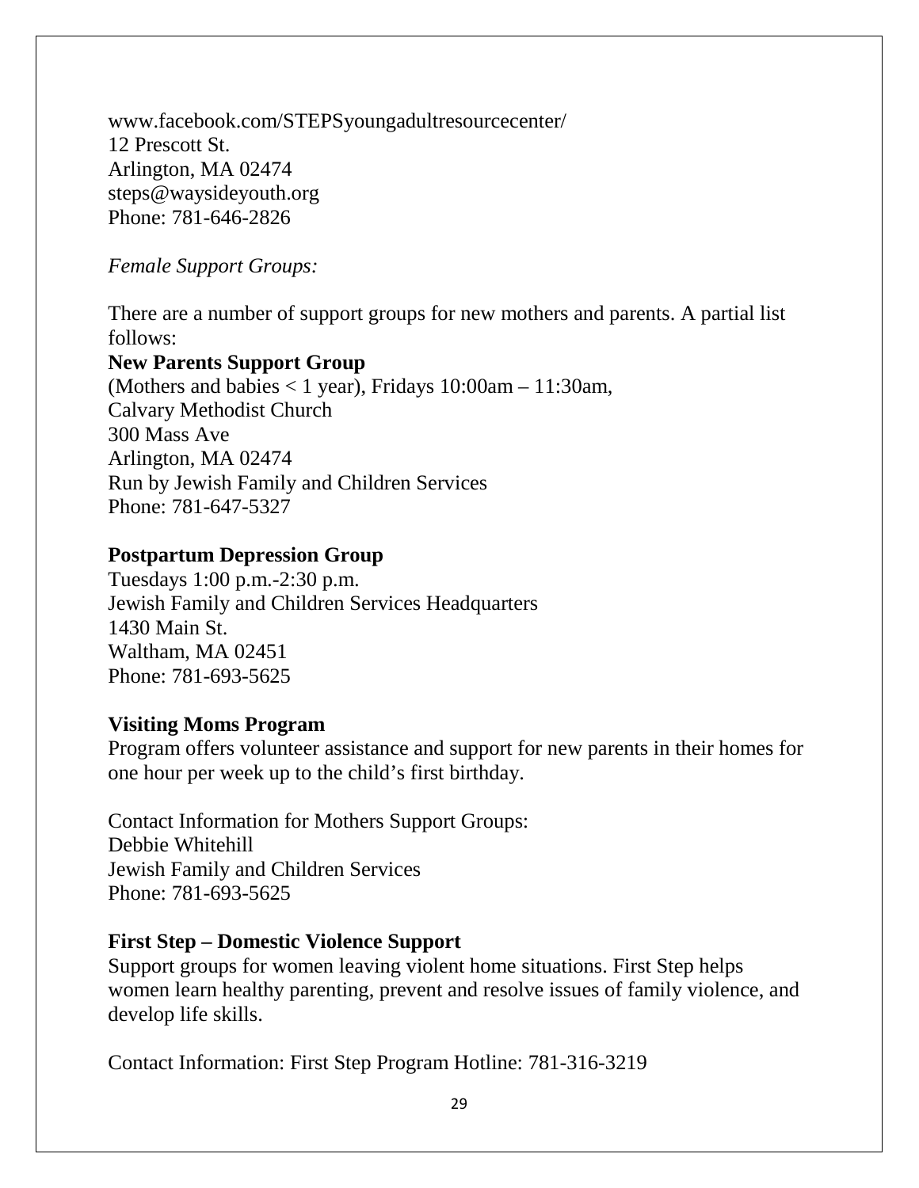www.facebook.com/STEPSyoungadultresourcecenter/
12 Prescott St.
Arlington, MA 02474
steps@waysideyouth.org
Phone: 781-646-2826

*Female Support Groups:*

There are a number of support groups for new mothers and parents. A partial list follows:

**New Parents Support Group**
(Mothers and babies < 1 year), Fridays 10:00am – 11:30am,
Calvary Methodist Church
300 Mass Ave
Arlington, MA 02474
Run by Jewish Family and Children Services
Phone: 781-647-5327

**Postpartum Depression Group**
Tuesdays 1:00 p.m.-2:30 p.m.
Jewish Family and Children Services Headquarters
1430 Main St.
Waltham, MA 02451
Phone: 781-693-5625

**Visiting Moms Program**
Program offers volunteer assistance and support for new parents in their homes for one hour per week up to the child's first birthday.

Contact Information for Mothers Support Groups:
Debbie Whitehill
Jewish Family and Children Services
Phone: 781-693-5625

**First Step – Domestic Violence Support**
Support groups for women leaving violent home situations. First Step helps women learn healthy parenting, prevent and resolve issues of family violence, and develop life skills.

Contact Information: First Step Program Hotline: 781-316-3219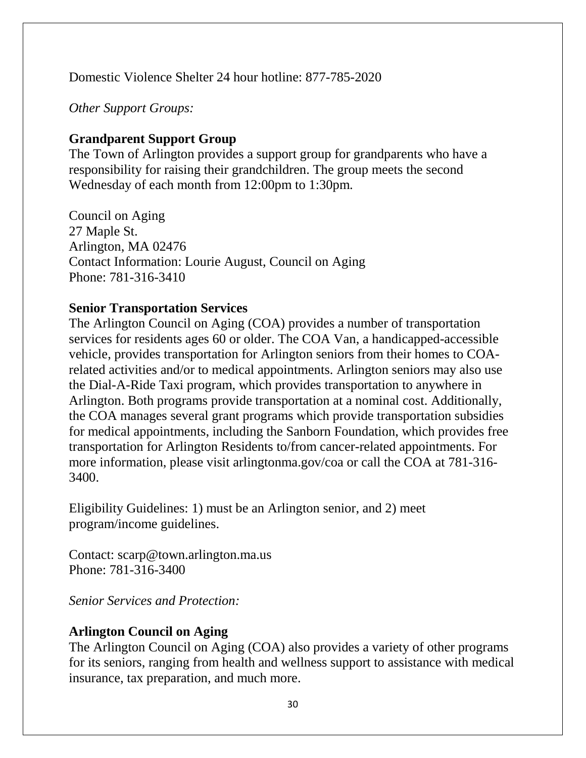Domestic Violence Shelter 24 hour hotline: 877-785-2020

*Other Support Groups:*

**Grandparent Support Group**
The Town of Arlington provides a support group for grandparents who have a responsibility for raising their grandchildren. The group meets the second Wednesday of each month from 12:00pm to 1:30pm.

Council on Aging
27 Maple St.
Arlington, MA 02476
Contact Information: Lourie August, Council on Aging
Phone: 781-316-3410

**Senior Transportation Services**
The Arlington Council on Aging (COA) provides a number of transportation services for residents ages 60 or older. The COA Van, a handicapped-accessible vehicle, provides transportation for Arlington seniors from their homes to COA-related activities and/or to medical appointments. Arlington seniors may also use the Dial-A-Ride Taxi program, which provides transportation to anywhere in Arlington. Both programs provide transportation at a nominal cost. Additionally, the COA manages several grant programs which provide transportation subsidies for medical appointments, including the Sanborn Foundation, which provides free transportation for Arlington Residents to/from cancer-related appointments. For more information, please visit arlingtonma.gov/coa or call the COA at 781-316-3400.

Eligibility Guidelines: 1) must be an Arlington senior, and 2) meet program/income guidelines.

Contact: scarp@town.arlington.ma.us
Phone: 781-316-3400

*Senior Services and Protection:*

**Arlington Council on Aging**
The Arlington Council on Aging (COA) also provides a variety of other programs for its seniors, ranging from health and wellness support to assistance with medical insurance, tax preparation, and much more.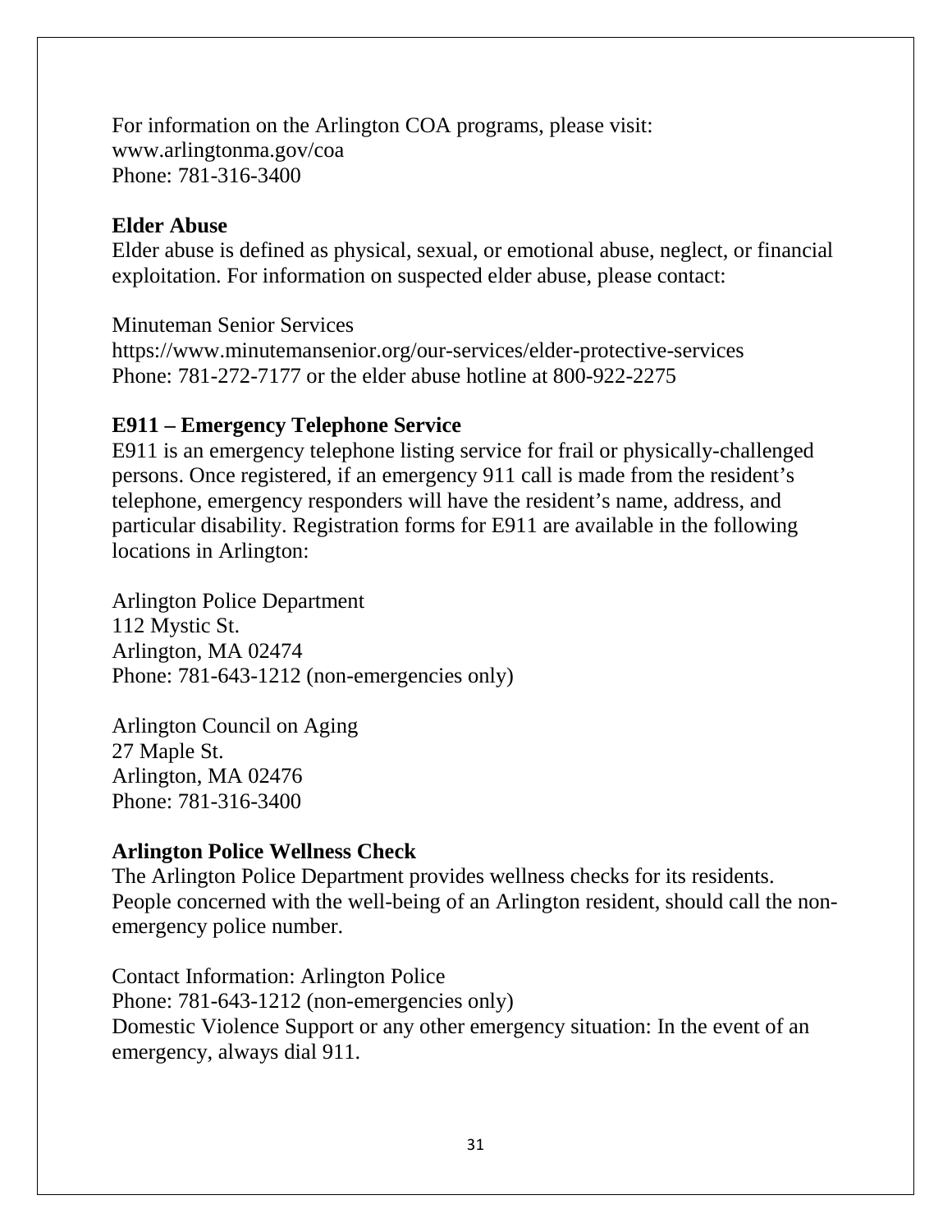For information on the Arlington COA programs, please visit:
www.arlingtonma.gov/coa
Phone: 781-316-3400

**Elder Abuse**

Elder abuse is defined as physical, sexual, or emotional abuse, neglect, or financial exploitation. For information on suspected elder abuse, please contact:

Minuteman Senior Services
https://www.minutemansenior.org/our-services/elder-protective-services
Phone: 781-272-7177 or the elder abuse hotline at 800-922-2275

**E911 – Emergency Telephone Service**

E911 is an emergency telephone listing service for frail or physically-challenged persons. Once registered, if an emergency 911 call is made from the resident's telephone, emergency responders will have the resident's name, address, and particular disability. Registration forms for E911 are available in the following locations in Arlington:

Arlington Police Department
112 Mystic St.
Arlington, MA 02474
Phone: 781-643-1212 (non-emergencies only)

Arlington Council on Aging
27 Maple St.
Arlington, MA 02476
Phone: 781-316-3400

**Arlington Police Wellness Check**

The Arlington Police Department provides wellness checks for its residents. People concerned with the well-being of an Arlington resident, should call the non-emergency police number.

Contact Information: Arlington Police
Phone: 781-643-1212 (non-emergencies only)
Domestic Violence Support or any other emergency situation: In the event of an emergency, always dial 911.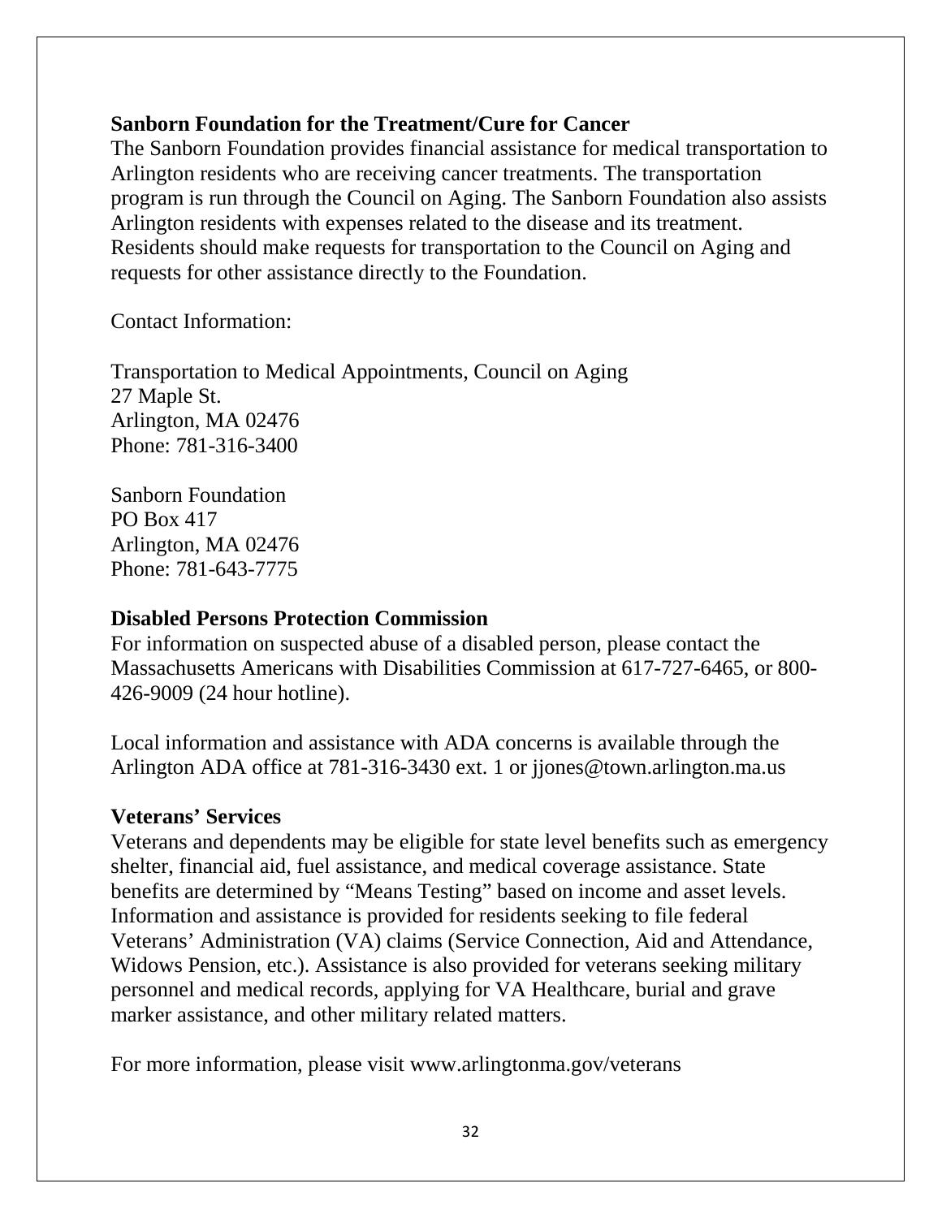### Sanborn Foundation for the Treatment/Cure for Cancer

The Sanborn Foundation provides financial assistance for medical transportation to Arlington residents who are receiving cancer treatments. The transportation program is run through the Council on Aging. The Sanborn Foundation also assists Arlington residents with expenses related to the disease and its treatment. Residents should make requests for transportation to the Council on Aging and requests for other assistance directly to the Foundation.

Contact Information:

Transportation to Medical Appointments, Council on Aging
27 Maple St.
Arlington, MA 02476
Phone: 781-316-3400

Sanborn Foundation
PO Box 417
Arlington, MA 02476
Phone: 781-643-7775

### Disabled Persons Protection Commission

For information on suspected abuse of a disabled person, please contact the Massachusetts Americans with Disabilities Commission at 617-727-6465, or 800-426-9009 (24 hour hotline).

Local information and assistance with ADA concerns is available through the Arlington ADA office at 781-316-3430 ext. 1 or jjones@town.arlington.ma.us

### Veterans' Services

Veterans and dependents may be eligible for state level benefits such as emergency shelter, financial aid, fuel assistance, and medical coverage assistance. State benefits are determined by "Means Testing" based on income and asset levels. Information and assistance is provided for residents seeking to file federal Veterans' Administration (VA) claims (Service Connection, Aid and Attendance, Widows Pension, etc.). Assistance is also provided for veterans seeking military personnel and medical records, applying for VA Healthcare, burial and grave marker assistance, and other military related matters.

For more information, please visit www.arlingtonma.gov/veterans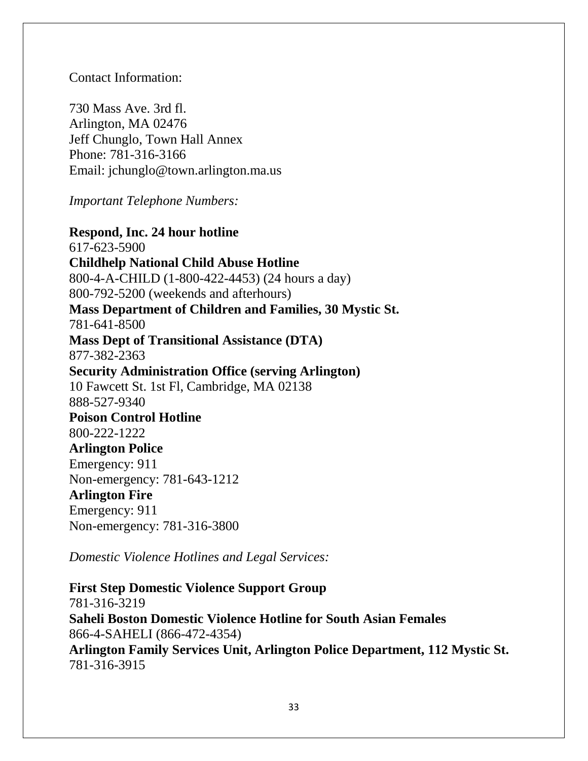Contact Information:

730 Mass Ave. 3rd fl.
Arlington, MA 02476
Jeff Chunglo, Town Hall Annex
Phone: 781-316-3166
Email: jchunglo@town.arlington.ma.us

*Important Telephone Numbers:*

**Respond, Inc. 24 hour hotline**
617-623-5900
**Childhelp National Child Abuse Hotline**
800-4-A-CHILD (1-800-422-4453) (24 hours a day)
800-792-5200 (weekends and afterhours)
**Mass Department of Children and Families, 30 Mystic St.**
781-641-8500
**Mass Dept of Transitional Assistance (DTA)**
877-382-2363
**Security Administration Office (serving Arlington)**
10 Fawcett St. 1st Fl, Cambridge, MA 02138
888-527-9340
**Poison Control Hotline**
800-222-1222
**Arlington Police**
Emergency: 911
Non-emergency: 781-643-1212
**Arlington Fire**
Emergency: 911
Non-emergency: 781-316-3800

*Domestic Violence Hotlines and Legal Services:*

**First Step Domestic Violence Support Group**
781-316-3219
**Saheli Boston Domestic Violence Hotline for South Asian Females**
866-4-SAHELI (866-472-4354)
**Arlington Family Services Unit, Arlington Police Department, 112 Mystic St.**
781-316-3915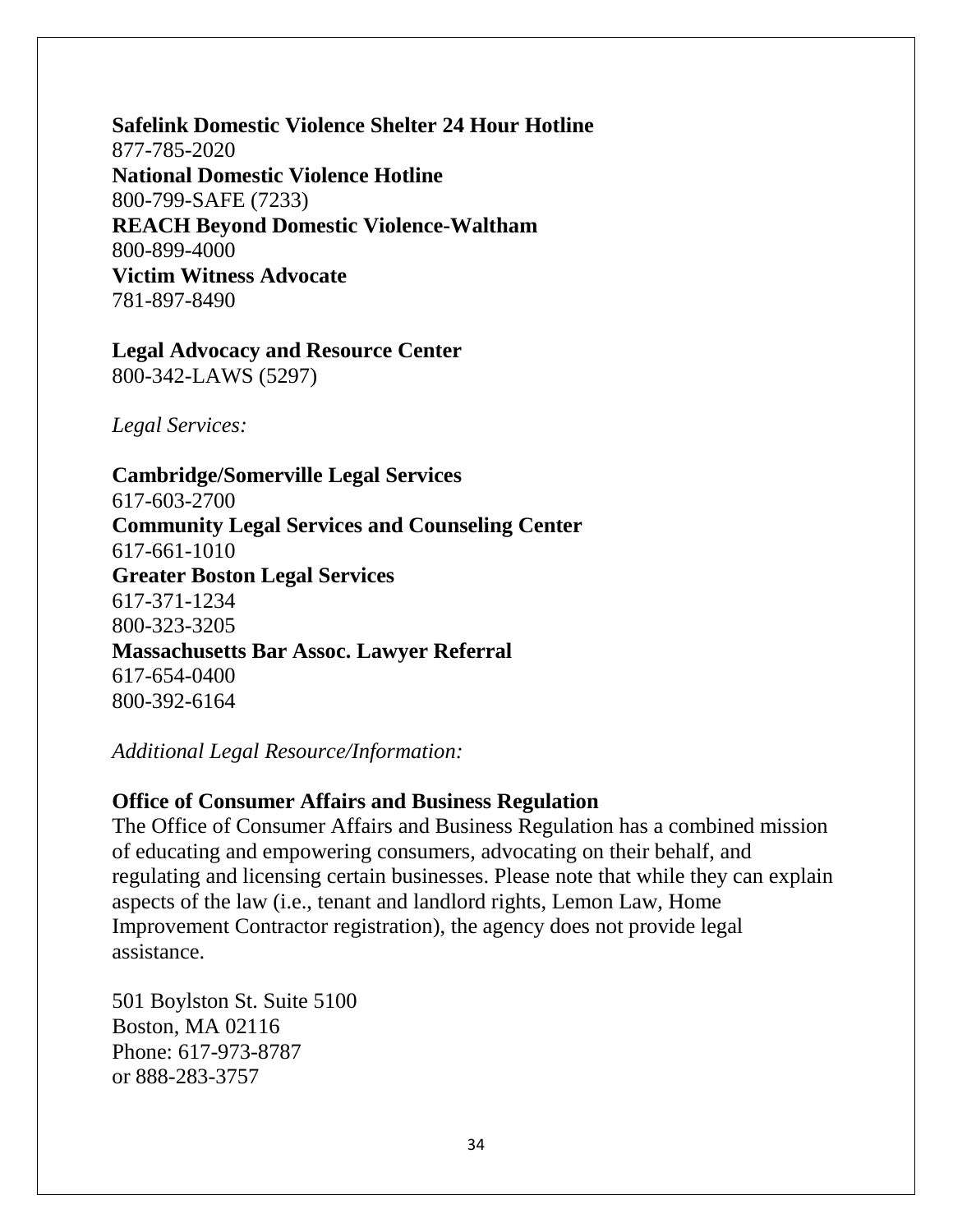**Safelink Domestic Violence Shelter 24 Hour Hotline**
877-785-2020
**National Domestic Violence Hotline**
800-799-SAFE (7233)
**REACH Beyond Domestic Violence-Waltham**
800-899-4000
**Victim Witness Advocate**
781-897-8490

**Legal Advocacy and Resource Center**
800-342-LAWS (5297)

*Legal Services:*

**Cambridge/Somerville Legal Services**
617-603-2700
**Community Legal Services and Counseling Center**
617-661-1010
**Greater Boston Legal Services**
617-371-1234
800-323-3205
**Massachusetts Bar Assoc. Lawyer Referral**
617-654-0400
800-392-6164

*Additional Legal Resource/Information:*

**Office of Consumer Affairs and Business Regulation**
The Office of Consumer Affairs and Business Regulation has a combined mission of educating and empowering consumers, advocating on their behalf, and regulating and licensing certain businesses. Please note that while they can explain aspects of the law (i.e., tenant and landlord rights, Lemon Law, Home Improvement Contractor registration), the agency does not provide legal assistance.

501 Boylston St. Suite 5100
Boston, MA 02116
Phone: 617-973-8787
or 888-283-3757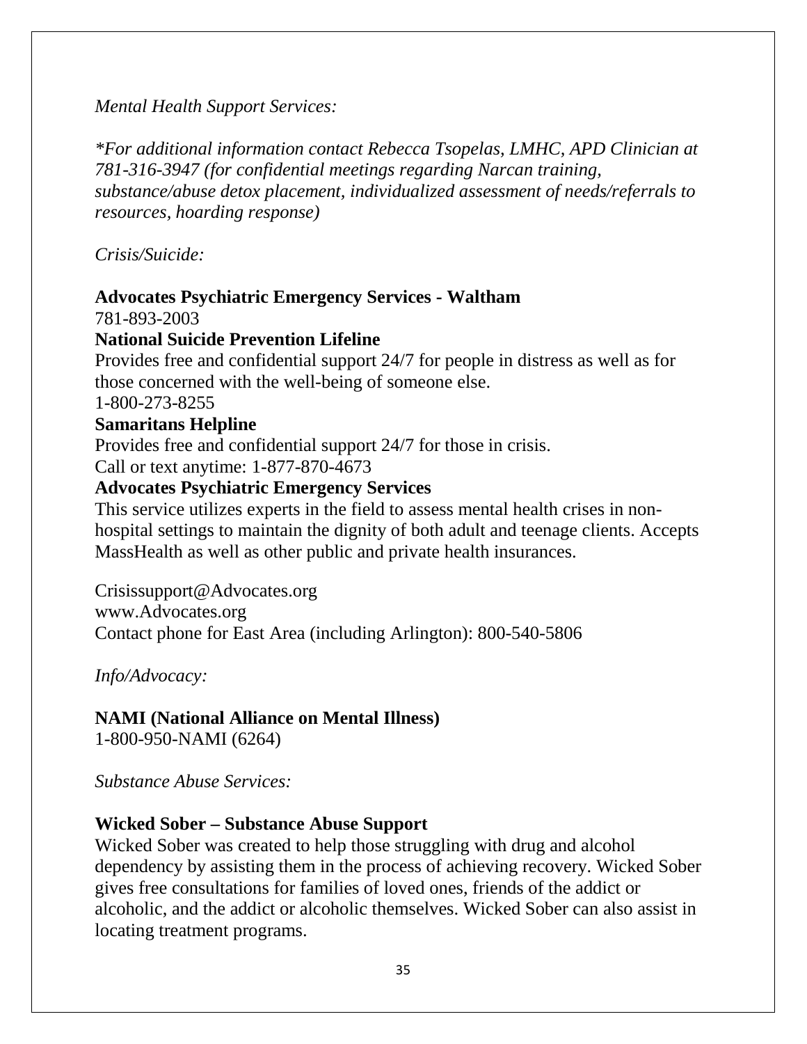*Mental Health Support Services:*

*\*For additional information contact Rebecca Tsopelas, LMHC, APD Clinician at 781-316-3947 (for confidential meetings regarding Narcan training, substance/abuse detox placement, individualized assessment of needs/referrals to resources, hoarding response)*

*Crisis/Suicide:*

**Advocates Psychiatric Emergency Services - Waltham**
781-893-2003

**National Suicide Prevention Lifeline**
Provides free and confidential support 24/7 for people in distress as well as for those concerned with the well-being of someone else.
1-800-273-8255

**Samaritans Helpline**
Provides free and confidential support 24/7 for those in crisis.
Call or text anytime: 1-877-870-4673

**Advocates Psychiatric Emergency Services**
This service utilizes experts in the field to assess mental health crises in non-hospital settings to maintain the dignity of both adult and teenage clients. Accepts MassHealth as well as other public and private health insurances.

Crisissupport@Advocates.org
www.Advocates.org
Contact phone for East Area (including Arlington): 800-540-5806

*Info/Advocacy:*

**NAMI (National Alliance on Mental Illness)**
1-800-950-NAMI (6264)

*Substance Abuse Services:*

**Wicked Sober – Substance Abuse Support**
Wicked Sober was created to help those struggling with drug and alcohol dependency by assisting them in the process of achieving recovery. Wicked Sober gives free consultations for families of loved ones, friends of the addict or alcoholic, and the addict or alcoholic themselves. Wicked Sober can also assist in locating treatment programs.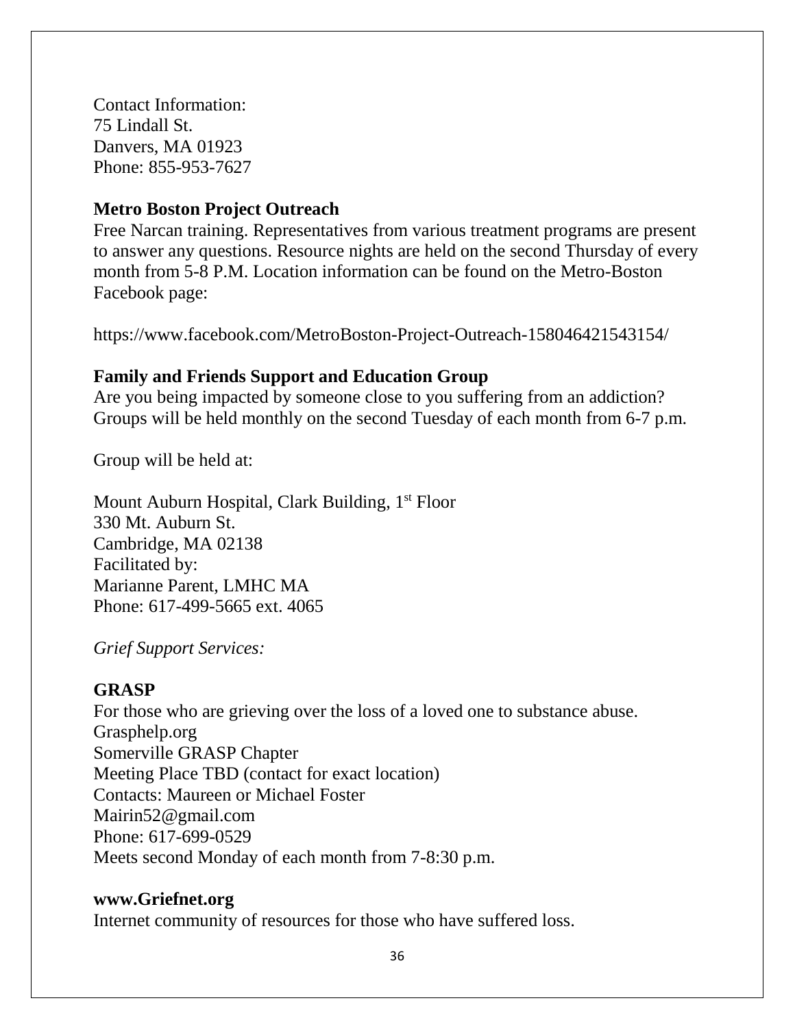Contact Information:
75 Lindall St.
Danvers, MA 01923
Phone: 855-953-7627

**Metro Boston Project Outreach**
Free Narcan training. Representatives from various treatment programs are present to answer any questions. Resource nights are held on the second Thursday of every month from 5-8 P.M. Location information can be found on the Metro-Boston Facebook page:

https://www.facebook.com/MetroBoston-Project-Outreach-158046421543154/

**Family and Friends Support and Education Group**
Are you being impacted by someone close to you suffering from an addiction? Groups will be held monthly on the second Tuesday of each month from 6-7 p.m.

Group will be held at:

Mount Auburn Hospital, Clark Building, 1st Floor
330 Mt. Auburn St.
Cambridge, MA 02138
Facilitated by:
Marianne Parent, LMHC MA
Phone: 617-499-5665 ext. 4065

*Grief Support Services:*

**GRASP**
For those who are grieving over the loss of a loved one to substance abuse.
Grasphelp.org
Somerville GRASP Chapter
Meeting Place TBD (contact for exact location)
Contacts: Maureen or Michael Foster
Mairin52@gmail.com
Phone: 617-699-0529
Meets second Monday of each month from 7-8:30 p.m.

**www.Griefnet.org**
Internet community of resources for those who have suffered loss.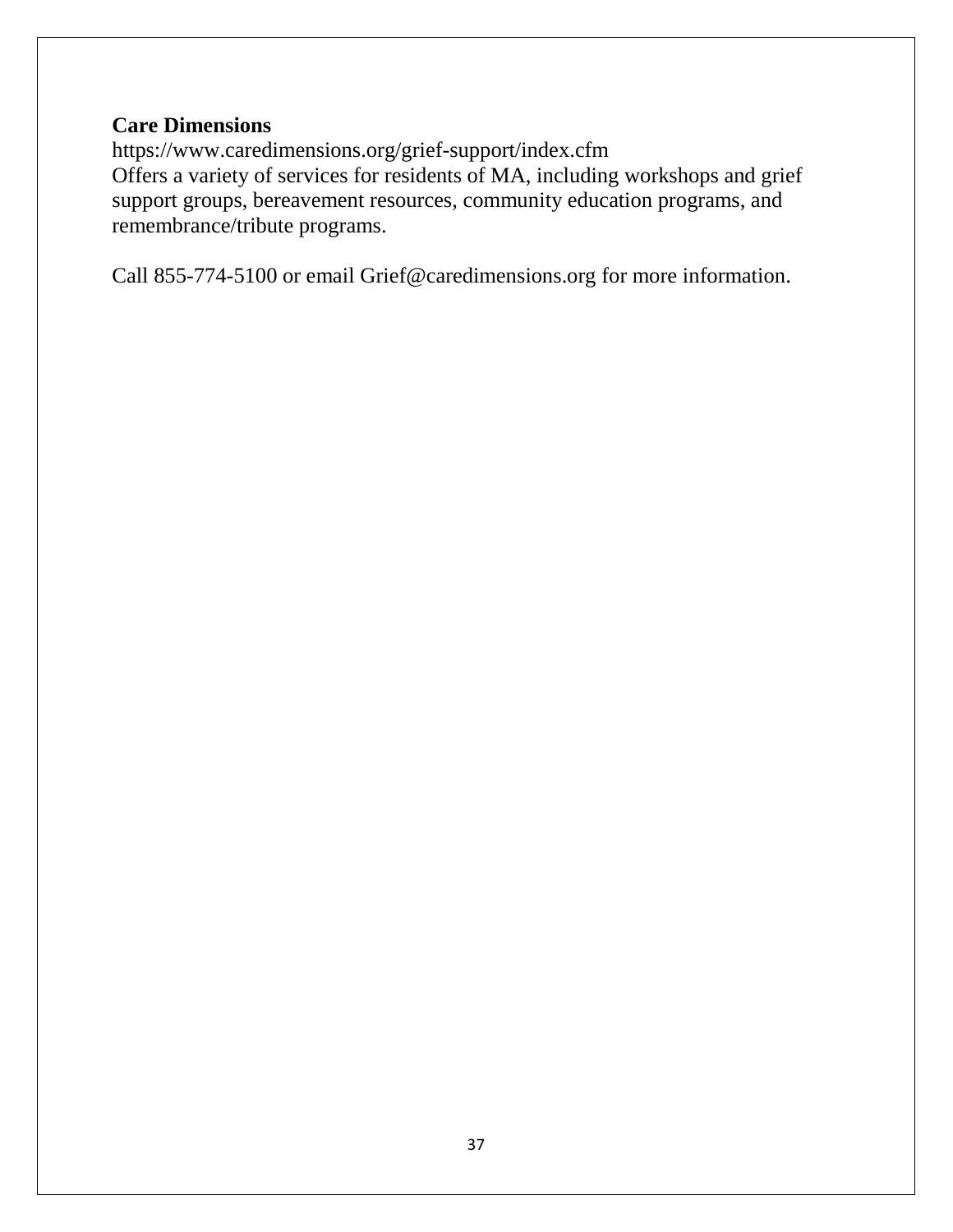**Care Dimensions**
https://www.caredimensions.org/grief-support/index.cfm
Offers a variety of services for residents of MA, including workshops and grief support groups, bereavement resources, community education programs, and remembrance/tribute programs.

Call 855-774-5100 or email Grief@caredimensions.org for more information.